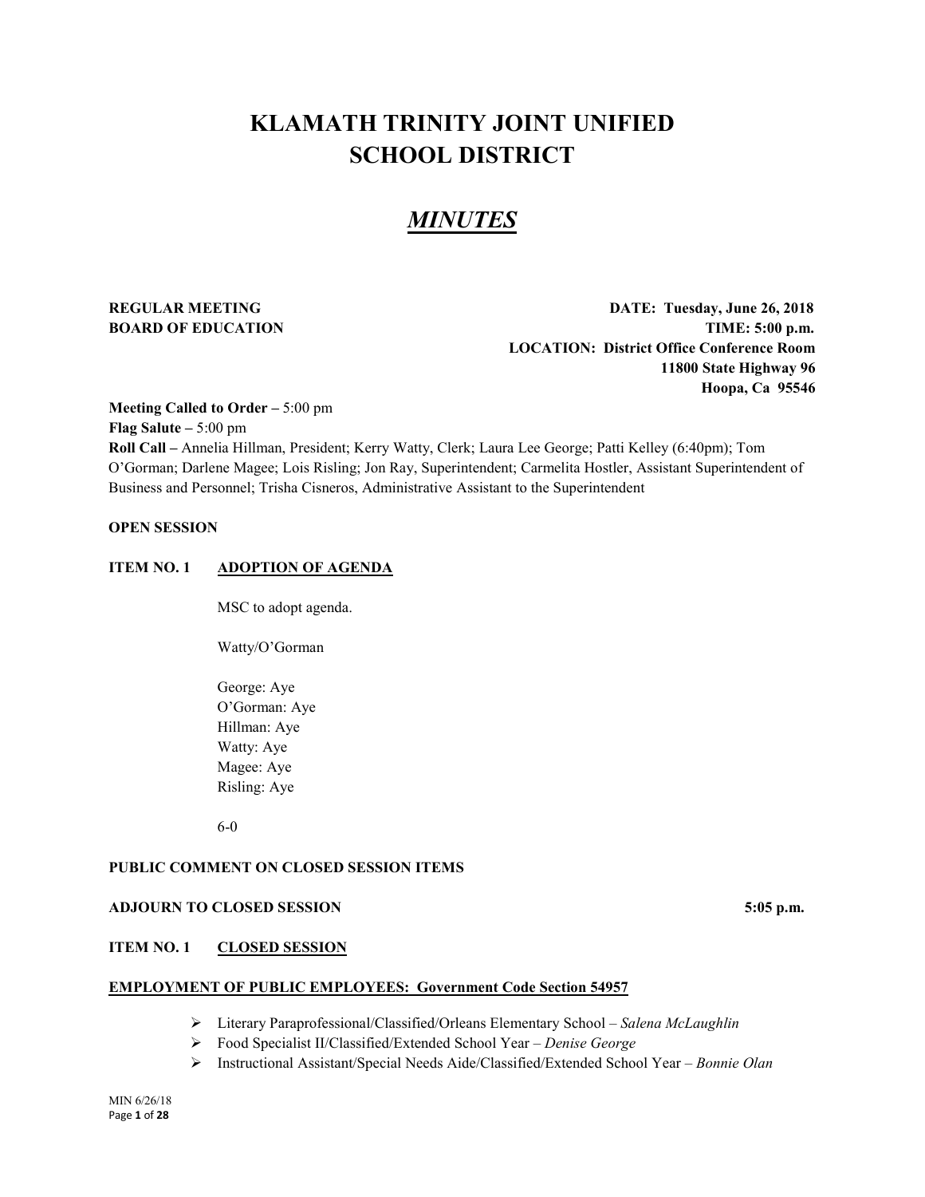# KLAMATH TRINITY JOINT UNIFIED SCHOOL DISTRICT

## *MINUTES*

**REGULAR MEETING**
**BOARD OF EDUCATION**

**DATE: Tuesday, June 26, 2018**
**TIME: 5:00 p.m.**
**LOCATION: District Office Conference Room**
**11800 State Highway 96**
**Hoopa, Ca 95546**

**Meeting Called to Order –** 5:00 pm
**Flag Salute –** 5:00 pm
**Roll Call –** Annelia Hillman, President; Kerry Watty, Clerk; Laura Lee George; Patti Kelley (6:40pm); Tom O'Gorman; Darlene Magee; Lois Risling; Jon Ray, Superintendent; Carmelita Hostler, Assistant Superintendent of Business and Personnel; Trisha Cisneros, Administrative Assistant to the Superintendent

**OPEN SESSION**

**ITEM NO. 1 ADOPTION OF AGENDA**

MSC to adopt agenda.

Watty/O'Gorman

George: Aye
O'Gorman: Aye
Hillman: Aye
Watty: Aye
Magee: Aye
Risling: Aye

6-0

**PUBLIC COMMENT ON CLOSED SESSION ITEMS**

**ADJOURN TO CLOSED SESSION 5:05 p.m.**

**ITEM NO. 1 CLOSED SESSION**

**EMPLOYMENT OF PUBLIC EMPLOYEES: Government Code Section 54957**

- Literary Paraprofessional/Classified/Orleans Elementary School – *Salena McLaughlin*
- Food Specialist II/Classified/Extended School Year – *Denise George*
- Instructional Assistant/Special Needs Aide/Classified/Extended School Year – *Bonnie Olan*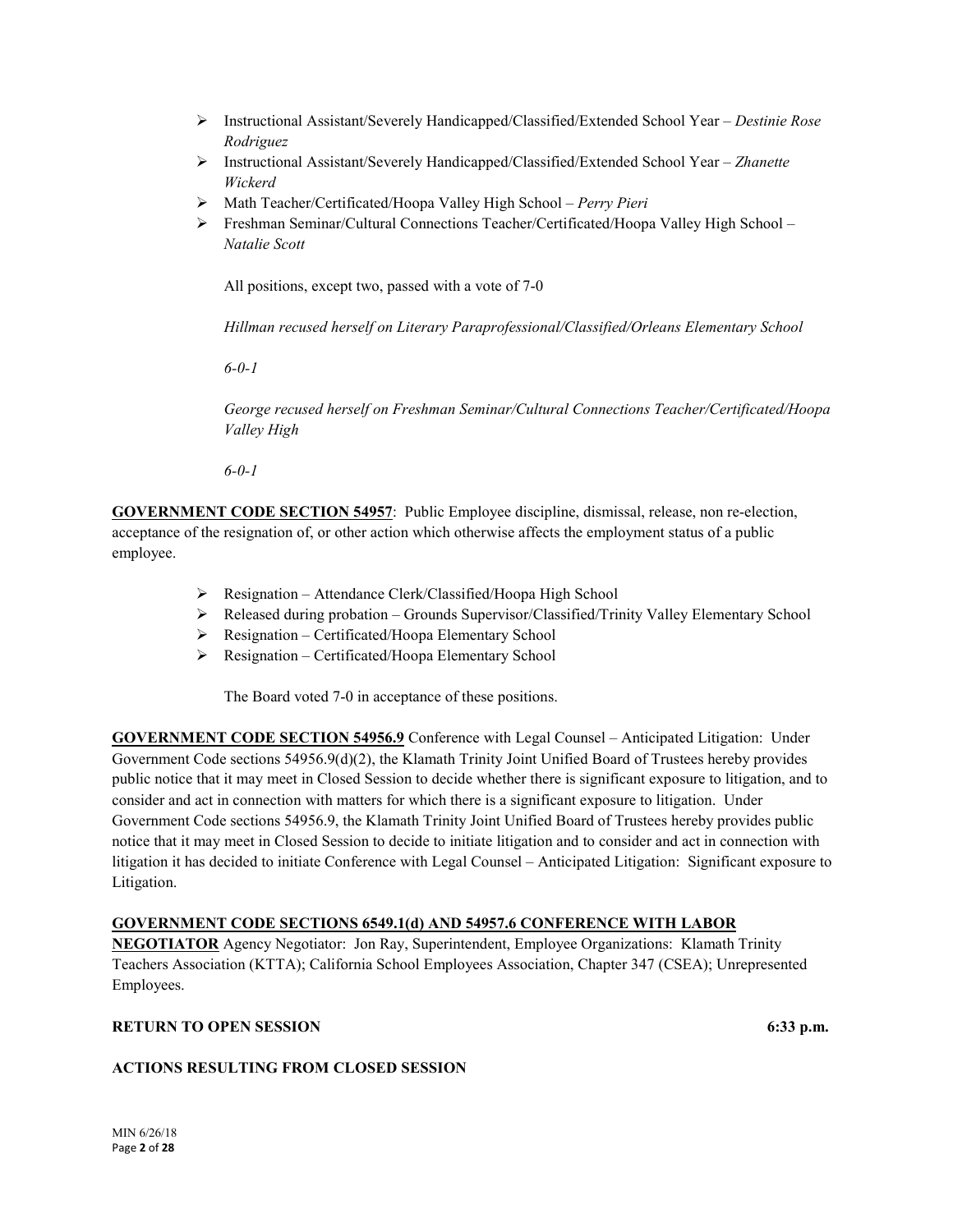- Instructional Assistant/Severely Handicapped/Classified/Extended School Year – *Destinie Rose Rodriguez*
- Instructional Assistant/Severely Handicapped/Classified/Extended School Year – *Zhanette Wickerd*
- Math Teacher/Certificated/Hoopa Valley High School – *Perry Pieri*
- Freshman Seminar/Cultural Connections Teacher/Certificated/Hoopa Valley High School – *Natalie Scott*

All positions, except two, passed with a vote of 7-0

*Hillman recused herself on Literary Paraprofessional/Classified/Orleans Elementary School*

*6-0-1*

*George recused herself on Freshman Seminar/Cultural Connections Teacher/Certificated/Hoopa Valley High*

*6-0-1*

**GOVERNMENT CODE SECTION 54957**: Public Employee discipline, dismissal, release, non re-election, acceptance of the resignation of, or other action which otherwise affects the employment status of a public employee.

- Resignation – Attendance Clerk/Classified/Hoopa High School
- Released during probation – Grounds Supervisor/Classified/Trinity Valley Elementary School
- Resignation – Certificated/Hoopa Elementary School
- Resignation – Certificated/Hoopa Elementary School

The Board voted 7-0 in acceptance of these positions.

**GOVERNMENT CODE SECTION 54956.9** Conference with Legal Counsel – Anticipated Litigation: Under Government Code sections 54956.9(d)(2), the Klamath Trinity Joint Unified Board of Trustees hereby provides public notice that it may meet in Closed Session to decide whether there is significant exposure to litigation, and to consider and act in connection with matters for which there is a significant exposure to litigation. Under Government Code sections 54956.9, the Klamath Trinity Joint Unified Board of Trustees hereby provides public notice that it may meet in Closed Session to decide to initiate litigation and to consider and act in connection with litigation it has decided to initiate Conference with Legal Counsel – Anticipated Litigation: Significant exposure to Litigation.

**GOVERNMENT CODE SECTIONS 6549.1(d) AND 54957.6 CONFERENCE WITH LABOR NEGOTIATOR** Agency Negotiator: Jon Ray, Superintendent, Employee Organizations: Klamath Trinity Teachers Association (KTTA); California School Employees Association, Chapter 347 (CSEA); Unrepresented Employees.

**RETURN TO OPEN SESSION** **6:33 p.m.**

**ACTIONS RESULTING FROM CLOSED SESSION**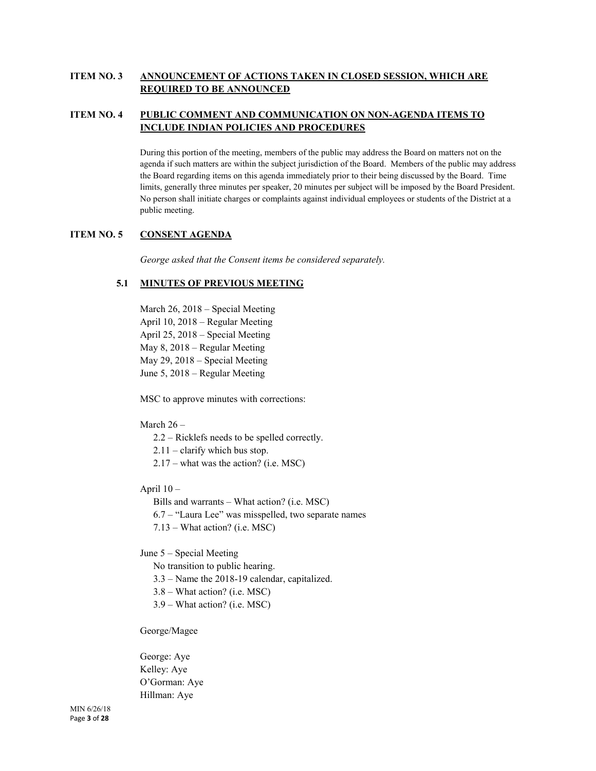## ITEM NO. 3 ANNOUNCEMENT OF ACTIONS TAKEN IN CLOSED SESSION, WHICH ARE REQUIRED TO BE ANNOUNCED

## ITEM NO. 4 PUBLIC COMMENT AND COMMUNICATION ON NON-AGENDA ITEMS TO INCLUDE INDIAN POLICIES AND PROCEDURES

During this portion of the meeting, members of the public may address the Board on matters not on the agenda if such matters are within the subject jurisdiction of the Board. Members of the public may address the Board regarding items on this agenda immediately prior to their being discussed by the Board. Time limits, generally three minutes per speaker, 20 minutes per subject will be imposed by the Board President. No person shall initiate charges or complaints against individual employees or students of the District at a public meeting.

## ITEM NO. 5 CONSENT AGENDA

*George asked that the Consent items be considered separately.*

### 5.1 MINUTES OF PREVIOUS MEETING

March 26, 2018 – Special Meeting
April 10, 2018 – Regular Meeting
April 25, 2018 – Special Meeting
May 8, 2018 – Regular Meeting
May 29, 2018 – Special Meeting
June 5, 2018 – Regular Meeting

MSC to approve minutes with corrections:

March 26 –

- 2.2 – Ricklefs needs to be spelled correctly.
- 2.11 – clarify which bus stop.
- 2.17 – what was the action? (i.e. MSC)

April 10 –

- Bills and warrants – What action? (i.e. MSC)
- 6.7 – "Laura Lee" was misspelled, two separate names
- 7.13 – What action? (i.e. MSC)

June 5 – Special Meeting

- No transition to public hearing.
- 3.3 – Name the 2018-19 calendar, capitalized.
- 3.8 – What action? (i.e. MSC)
- 3.9 – What action? (i.e. MSC)

George/Magee

George: Aye
Kelley: Aye
O'Gorman: Aye
Hillman: Aye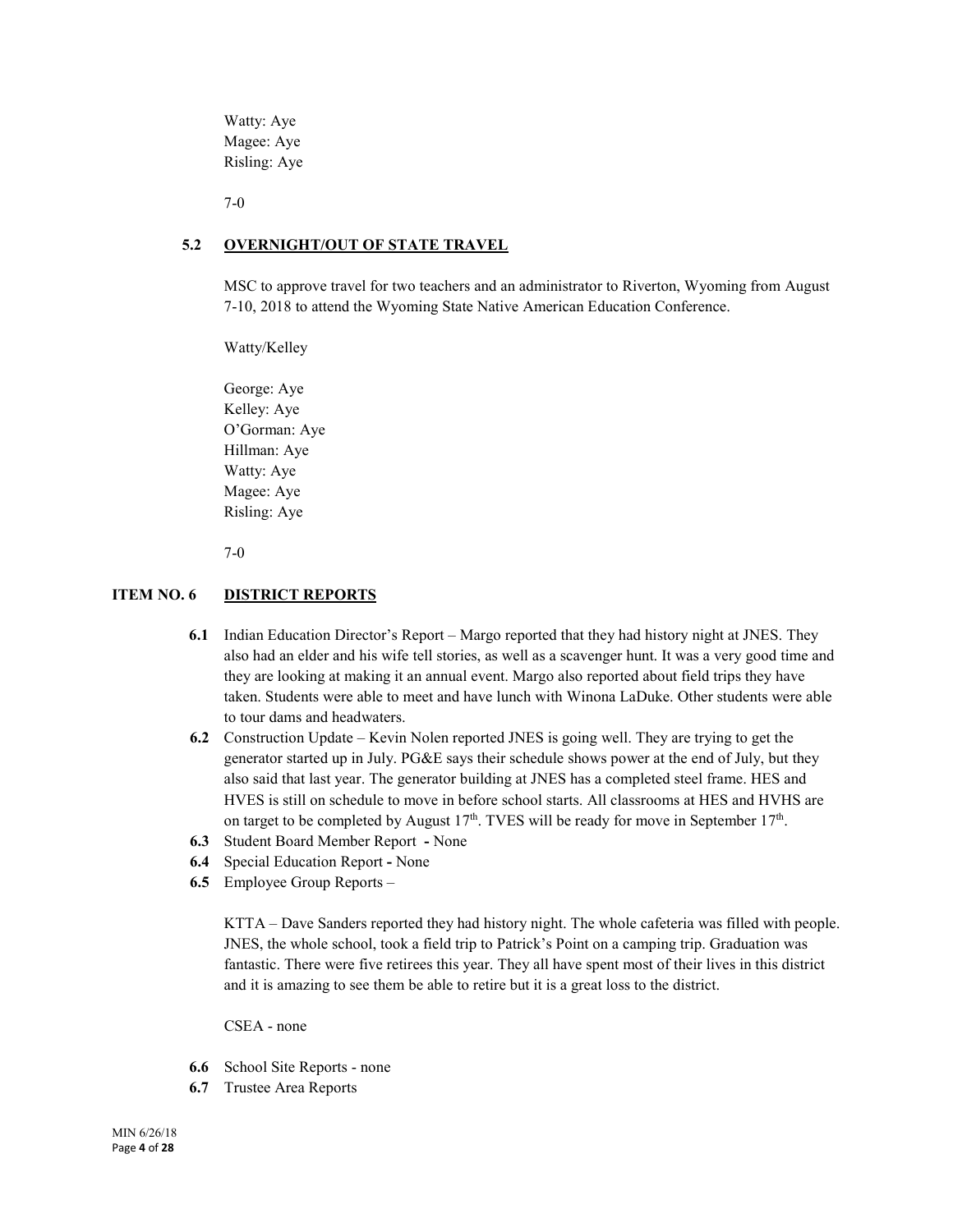Watty: Aye
Magee: Aye
Risling: Aye

7-0

### 5.2 OVERNIGHT/OUT OF STATE TRAVEL

MSC to approve travel for two teachers and an administrator to Riverton, Wyoming from August 7-10, 2018 to attend the Wyoming State Native American Education Conference.

Watty/Kelley

George: Aye
Kelley: Aye
O'Gorman: Aye
Hillman: Aye
Watty: Aye
Magee: Aye
Risling: Aye

7-0

## ITEM NO. 6 DISTRICT REPORTS

- **6.1** Indian Education Director's Report – Margo reported that they had history night at JNES. They also had an elder and his wife tell stories, as well as a scavenger hunt. It was a very good time and they are looking at making it an annual event. Margo also reported about field trips they have taken. Students were able to meet and have lunch with Winona LaDuke. Other students were able to tour dams and headwaters.
- **6.2** Construction Update – Kevin Nolen reported JNES is going well. They are trying to get the generator started up in July. PG&E says their schedule shows power at the end of July, but they also said that last year. The generator building at JNES has a completed steel frame. HES and HVES is still on schedule to move in before school starts. All classrooms at HES and HVHS are on target to be completed by August 17th. TVES will be ready for move in September 17th.
- **6.3** Student Board Member Report **-** None
- **6.4** Special Education Report **-** None
- **6.5** Employee Group Reports –

  KTTA – Dave Sanders reported they had history night. The whole cafeteria was filled with people. JNES, the whole school, took a field trip to Patrick's Point on a camping trip. Graduation was fantastic. There were five retirees this year. They all have spent most of their lives in this district and it is amazing to see them be able to retire but it is a great loss to the district.

  CSEA - none

- **6.6** School Site Reports - none
- **6.7** Trustee Area Reports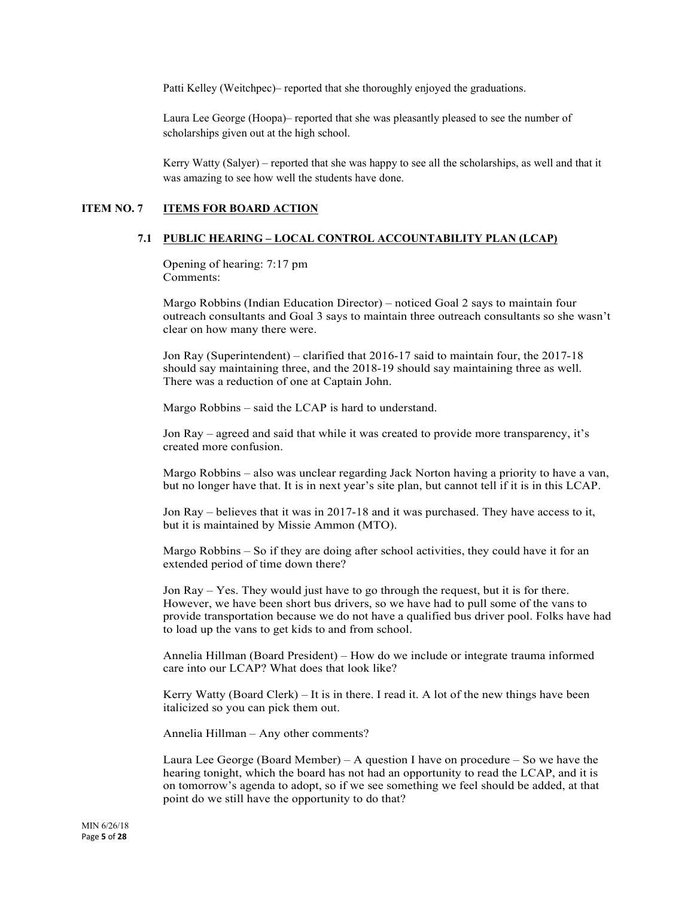Patti Kelley (Weitchpec)– reported that she thoroughly enjoyed the graduations.

Laura Lee George (Hoopa)– reported that she was pleasantly pleased to see the number of scholarships given out at the high school.

Kerry Watty (Salyer) – reported that she was happy to see all the scholarships, as well and that it was amazing to see how well the students have done.

## ITEM NO. 7 ITEMS FOR BOARD ACTION

### 7.1 PUBLIC HEARING – LOCAL CONTROL ACCOUNTABILITY PLAN (LCAP)

Opening of hearing: 7:17 pm
Comments:

Margo Robbins (Indian Education Director) – noticed Goal 2 says to maintain four outreach consultants and Goal 3 says to maintain three outreach consultants so she wasn't clear on how many there were.

Jon Ray (Superintendent) – clarified that 2016-17 said to maintain four, the 2017-18 should say maintaining three, and the 2018-19 should say maintaining three as well. There was a reduction of one at Captain John.

Margo Robbins – said the LCAP is hard to understand.

Jon Ray – agreed and said that while it was created to provide more transparency, it's created more confusion.

Margo Robbins – also was unclear regarding Jack Norton having a priority to have a van, but no longer have that. It is in next year's site plan, but cannot tell if it is in this LCAP.

Jon Ray – believes that it was in 2017-18 and it was purchased. They have access to it, but it is maintained by Missie Ammon (MTO).

Margo Robbins – So if they are doing after school activities, they could have it for an extended period of time down there?

Jon Ray – Yes. They would just have to go through the request, but it is for there. However, we have been short bus drivers, so we have had to pull some of the vans to provide transportation because we do not have a qualified bus driver pool. Folks have had to load up the vans to get kids to and from school.

Annelia Hillman (Board President) – How do we include or integrate trauma informed care into our LCAP? What does that look like?

Kerry Watty (Board Clerk) – It is in there. I read it. A lot of the new things have been italicized so you can pick them out.

Annelia Hillman – Any other comments?

Laura Lee George (Board Member) – A question I have on procedure – So we have the hearing tonight, which the board has not had an opportunity to read the LCAP, and it is on tomorrow's agenda to adopt, so if we see something we feel should be added, at that point do we still have the opportunity to do that?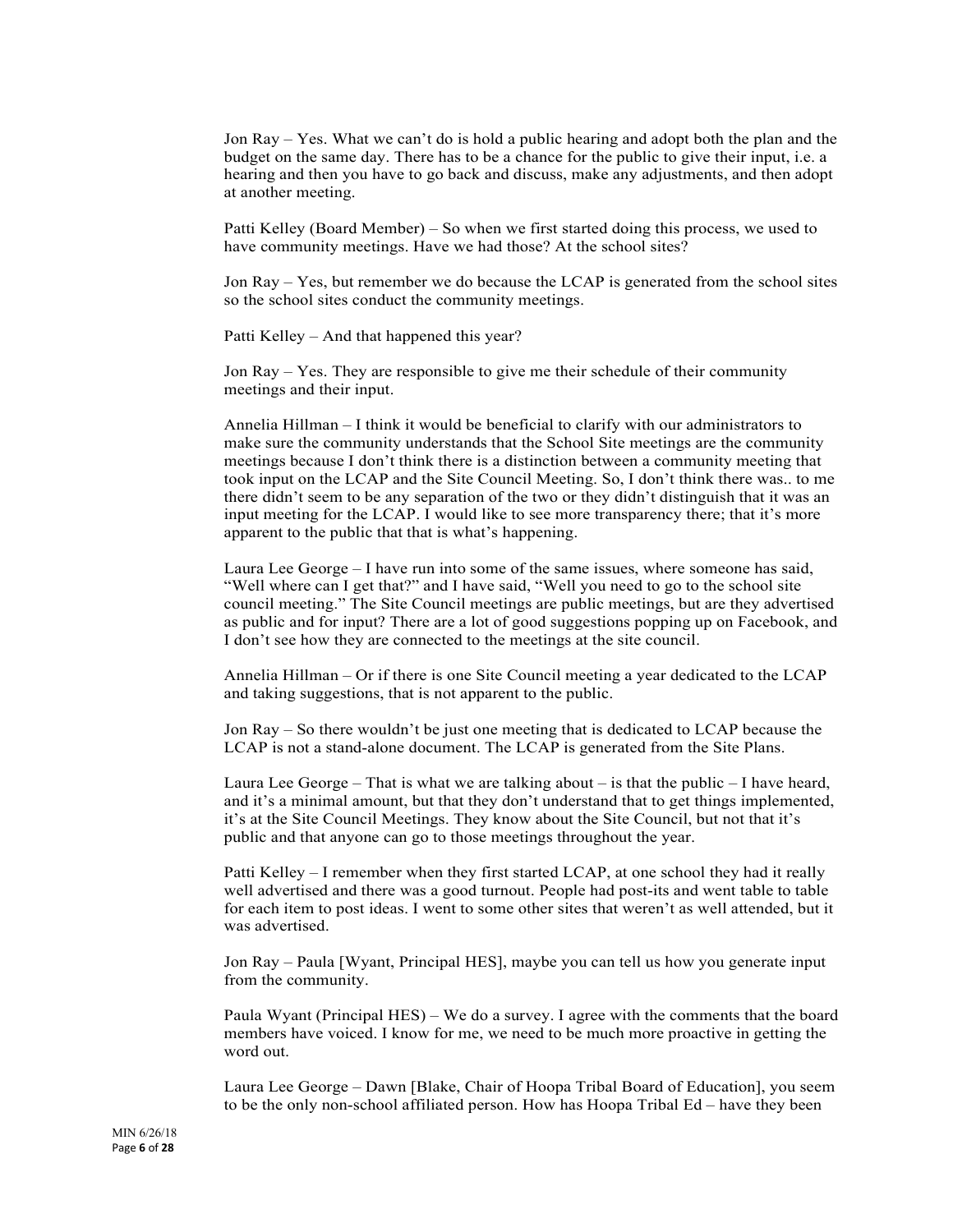Jon Ray – Yes. What we can't do is hold a public hearing and adopt both the plan and the budget on the same day. There has to be a chance for the public to give their input, i.e. a hearing and then you have to go back and discuss, make any adjustments, and then adopt at another meeting.

Patti Kelley (Board Member) – So when we first started doing this process, we used to have community meetings. Have we had those? At the school sites?

Jon Ray – Yes, but remember we do because the LCAP is generated from the school sites so the school sites conduct the community meetings.

Patti Kelley – And that happened this year?

Jon Ray – Yes. They are responsible to give me their schedule of their community meetings and their input.

Annelia Hillman – I think it would be beneficial to clarify with our administrators to make sure the community understands that the School Site meetings are the community meetings because I don't think there is a distinction between a community meeting that took input on the LCAP and the Site Council Meeting. So, I don't think there was.. to me there didn't seem to be any separation of the two or they didn't distinguish that it was an input meeting for the LCAP. I would like to see more transparency there; that it's more apparent to the public that that is what's happening.

Laura Lee George – I have run into some of the same issues, where someone has said, "Well where can I get that?" and I have said, "Well you need to go to the school site council meeting." The Site Council meetings are public meetings, but are they advertised as public and for input? There are a lot of good suggestions popping up on Facebook, and I don't see how they are connected to the meetings at the site council.

Annelia Hillman – Or if there is one Site Council meeting a year dedicated to the LCAP and taking suggestions, that is not apparent to the public.

Jon Ray – So there wouldn't be just one meeting that is dedicated to LCAP because the LCAP is not a stand-alone document. The LCAP is generated from the Site Plans.

Laura Lee George – That is what we are talking about – is that the public – I have heard, and it's a minimal amount, but that they don't understand that to get things implemented, it's at the Site Council Meetings. They know about the Site Council, but not that it's public and that anyone can go to those meetings throughout the year.

Patti Kelley – I remember when they first started LCAP, at one school they had it really well advertised and there was a good turnout. People had post-its and went table to table for each item to post ideas. I went to some other sites that weren't as well attended, but it was advertised.

Jon Ray – Paula [Wyant, Principal HES], maybe you can tell us how you generate input from the community.

Paula Wyant (Principal HES) – We do a survey. I agree with the comments that the board members have voiced. I know for me, we need to be much more proactive in getting the word out.

Laura Lee George – Dawn [Blake, Chair of Hoopa Tribal Board of Education], you seem to be the only non-school affiliated person. How has Hoopa Tribal Ed – have they been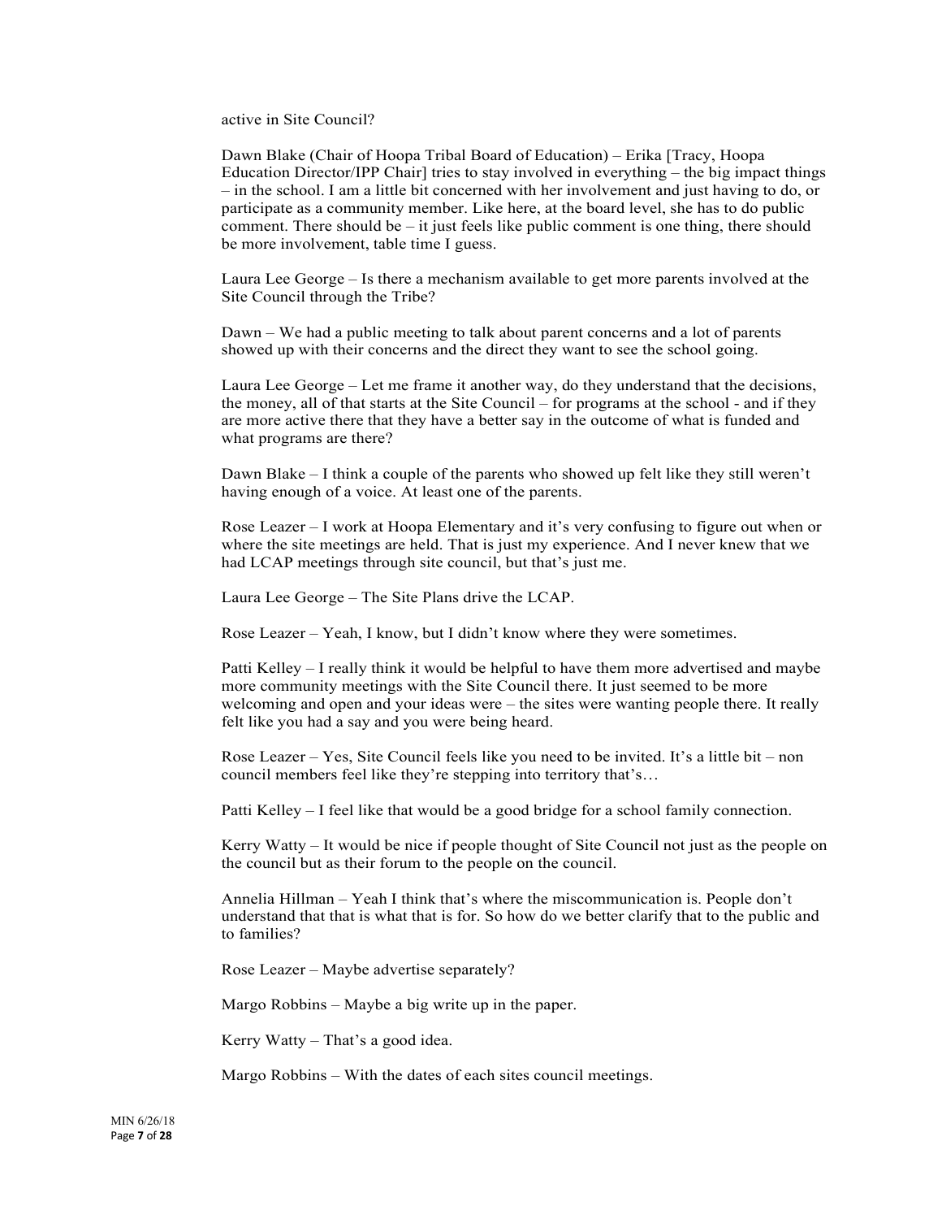active in Site Council?

Dawn Blake (Chair of Hoopa Tribal Board of Education) – Erika [Tracy, Hoopa Education Director/IPP Chair] tries to stay involved in everything – the big impact things – in the school. I am a little bit concerned with her involvement and just having to do, or participate as a community member. Like here, at the board level, she has to do public comment. There should be – it just feels like public comment is one thing, there should be more involvement, table time I guess.

Laura Lee George – Is there a mechanism available to get more parents involved at the Site Council through the Tribe?

Dawn – We had a public meeting to talk about parent concerns and a lot of parents showed up with their concerns and the direct they want to see the school going.

Laura Lee George – Let me frame it another way, do they understand that the decisions, the money, all of that starts at the Site Council – for programs at the school - and if they are more active there that they have a better say in the outcome of what is funded and what programs are there?

Dawn Blake – I think a couple of the parents who showed up felt like they still weren't having enough of a voice. At least one of the parents.

Rose Leazer – I work at Hoopa Elementary and it's very confusing to figure out when or where the site meetings are held. That is just my experience. And I never knew that we had LCAP meetings through site council, but that's just me.

Laura Lee George – The Site Plans drive the LCAP.

Rose Leazer – Yeah, I know, but I didn't know where they were sometimes.

Patti Kelley – I really think it would be helpful to have them more advertised and maybe more community meetings with the Site Council there. It just seemed to be more welcoming and open and your ideas were – the sites were wanting people there. It really felt like you had a say and you were being heard.

Rose Leazer – Yes, Site Council feels like you need to be invited. It's a little bit – non council members feel like they're stepping into territory that's…

Patti Kelley – I feel like that would be a good bridge for a school family connection.

Kerry Watty – It would be nice if people thought of Site Council not just as the people on the council but as their forum to the people on the council.

Annelia Hillman – Yeah I think that's where the miscommunication is. People don't understand that that is what that is for. So how do we better clarify that to the public and to families?

Rose Leazer – Maybe advertise separately?

Margo Robbins – Maybe a big write up in the paper.

Kerry Watty – That's a good idea.

Margo Robbins – With the dates of each sites council meetings.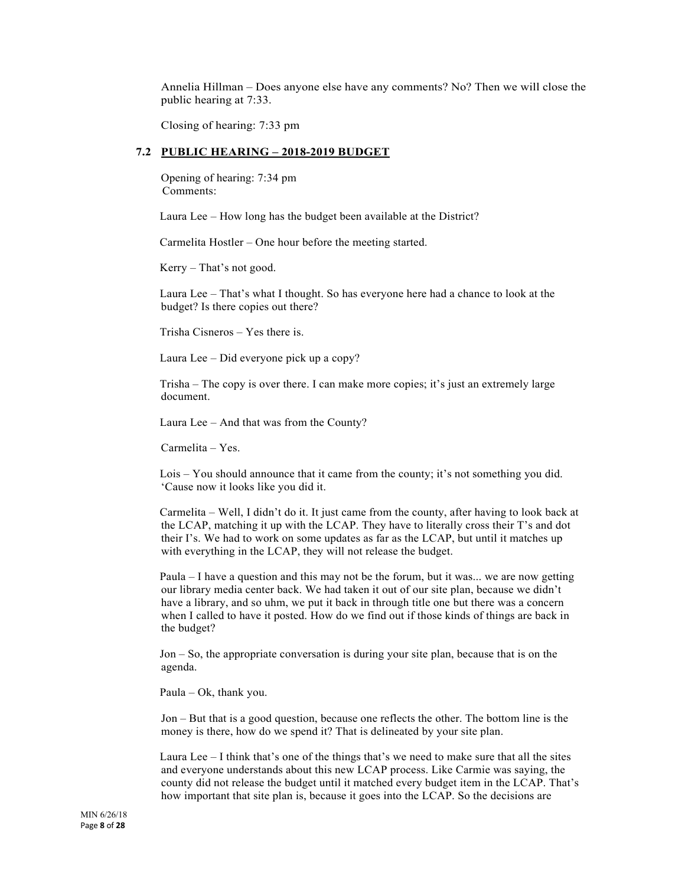Annelia Hillman – Does anyone else have any comments? No? Then we will close the public hearing at 7:33.

Closing of hearing: 7:33 pm

### 7.2 PUBLIC HEARING – 2018-2019 BUDGET

Opening of hearing: 7:34 pm
Comments:

Laura Lee – How long has the budget been available at the District?

Carmelita Hostler – One hour before the meeting started.

Kerry – That's not good.

Laura Lee – That's what I thought. So has everyone here had a chance to look at the budget? Is there copies out there?

Trisha Cisneros – Yes there is.

Laura Lee – Did everyone pick up a copy?

Trisha – The copy is over there. I can make more copies; it's just an extremely large document.

Laura Lee – And that was from the County?

Carmelita – Yes.

Lois – You should announce that it came from the county; it's not something you did. 'Cause now it looks like you did it.

Carmelita – Well, I didn't do it. It just came from the county, after having to look back at the LCAP, matching it up with the LCAP. They have to literally cross their T's and dot their I's. We had to work on some updates as far as the LCAP, but until it matches up with everything in the LCAP, they will not release the budget.

Paula – I have a question and this may not be the forum, but it was... we are now getting our library media center back. We had taken it out of our site plan, because we didn't have a library, and so uhm, we put it back in through title one but there was a concern when I called to have it posted. How do we find out if those kinds of things are back in the budget?

Jon – So, the appropriate conversation is during your site plan, because that is on the agenda.

Paula – Ok, thank you.

Jon – But that is a good question, because one reflects the other. The bottom line is the money is there, how do we spend it? That is delineated by your site plan.

Laura Lee – I think that's one of the things that's we need to make sure that all the sites and everyone understands about this new LCAP process. Like Carmie was saying, the county did not release the budget until it matched every budget item in the LCAP. That's how important that site plan is, because it goes into the LCAP. So the decisions are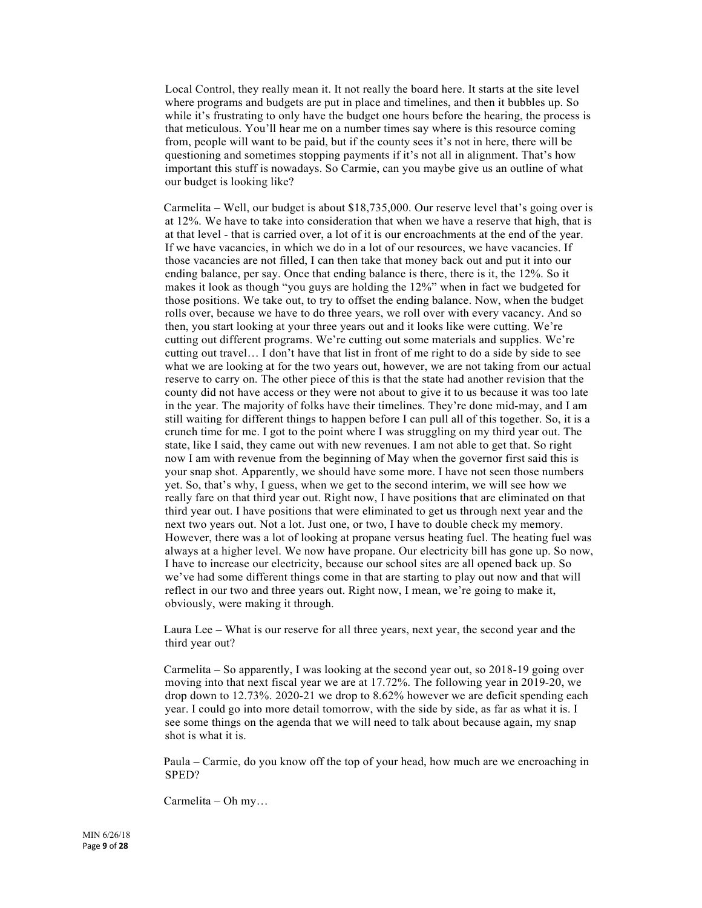Local Control, they really mean it. It not really the board here. It starts at the site level where programs and budgets are put in place and timelines, and then it bubbles up. So while it's frustrating to only have the budget one hours before the hearing, the process is that meticulous. You'll hear me on a number times say where is this resource coming from, people will want to be paid, but if the county sees it's not in here, there will be questioning and sometimes stopping payments if it's not all in alignment. That's how important this stuff is nowadays. So Carmie, can you maybe give us an outline of what our budget is looking like?

Carmelita – Well, our budget is about $18,735,000. Our reserve level that's going over is at 12%. We have to take into consideration that when we have a reserve that high, that is at that level - that is carried over, a lot of it is our encroachments at the end of the year. If we have vacancies, in which we do in a lot of our resources, we have vacancies. If those vacancies are not filled, I can then take that money back out and put it into our ending balance, per say. Once that ending balance is there, there is it, the 12%. So it makes it look as though "you guys are holding the 12%" when in fact we budgeted for those positions. We take out, to try to offset the ending balance. Now, when the budget rolls over, because we have to do three years, we roll over with every vacancy. And so then, you start looking at your three years out and it looks like were cutting. We're cutting out different programs. We're cutting out some materials and supplies. We're cutting out travel… I don't have that list in front of me right to do a side by side to see what we are looking at for the two years out, however, we are not taking from our actual reserve to carry on. The other piece of this is that the state had another revision that the county did not have access or they were not about to give it to us because it was too late in the year. The majority of folks have their timelines. They're done mid-may, and I am still waiting for different things to happen before I can pull all of this together. So, it is a crunch time for me. I got to the point where I was struggling on my third year out. The state, like I said, they came out with new revenues. I am not able to get that. So right now I am with revenue from the beginning of May when the governor first said this is your snap shot. Apparently, we should have some more. I have not seen those numbers yet. So, that's why, I guess, when we get to the second interim, we will see how we really fare on that third year out. Right now, I have positions that are eliminated on that third year out. I have positions that were eliminated to get us through next year and the next two years out. Not a lot. Just one, or two, I have to double check my memory. However, there was a lot of looking at propane versus heating fuel. The heating fuel was always at a higher level. We now have propane. Our electricity bill has gone up. So now, I have to increase our electricity, because our school sites are all opened back up. So we've had some different things come in that are starting to play out now and that will reflect in our two and three years out. Right now, I mean, we're going to make it, obviously, were making it through.

Laura Lee – What is our reserve for all three years, next year, the second year and the third year out?

Carmelita – So apparently, I was looking at the second year out, so 2018-19 going over moving into that next fiscal year we are at 17.72%. The following year in 2019-20, we drop down to 12.73%. 2020-21 we drop to 8.62% however we are deficit spending each year. I could go into more detail tomorrow, with the side by side, as far as what it is. I see some things on the agenda that we will need to talk about because again, my snap shot is what it is.

Paula – Carmie, do you know off the top of your head, how much are we encroaching in SPED?

Carmelita – Oh my…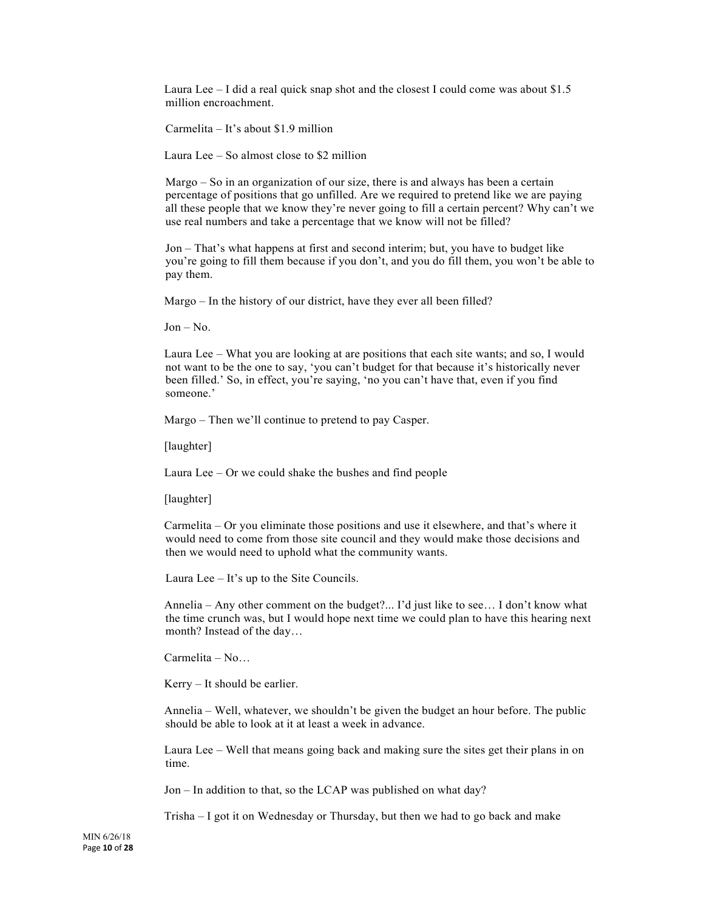Laura Lee – I did a real quick snap shot and the closest I could come was about $1.5 million encroachment.

Carmelita – It's about $1.9 million

Laura Lee – So almost close to $2 million

Margo – So in an organization of our size, there is and always has been a certain percentage of positions that go unfilled. Are we required to pretend like we are paying all these people that we know they're never going to fill a certain percent? Why can't we use real numbers and take a percentage that we know will not be filled?

Jon – That's what happens at first and second interim; but, you have to budget like you're going to fill them because if you don't, and you do fill them, you won't be able to pay them.

Margo – In the history of our district, have they ever all been filled?

Jon – No.

Laura Lee – What you are looking at are positions that each site wants; and so, I would not want to be the one to say, 'you can't budget for that because it's historically never been filled.' So, in effect, you're saying, 'no you can't have that, even if you find someone.'

Margo – Then we'll continue to pretend to pay Casper.

[laughter]

Laura Lee – Or we could shake the bushes and find people

[laughter]

Carmelita – Or you eliminate those positions and use it elsewhere, and that's where it would need to come from those site council and they would make those decisions and then we would need to uphold what the community wants.

Laura Lee – It's up to the Site Councils.

Annelia – Any other comment on the budget?... I'd just like to see… I don't know what the time crunch was, but I would hope next time we could plan to have this hearing next month? Instead of the day…

Carmelita – No…

Kerry – It should be earlier.

Annelia – Well, whatever, we shouldn't be given the budget an hour before. The public should be able to look at it at least a week in advance.

Laura Lee – Well that means going back and making sure the sites get their plans in on time.

Jon – In addition to that, so the LCAP was published on what day?

Trisha – I got it on Wednesday or Thursday, but then we had to go back and make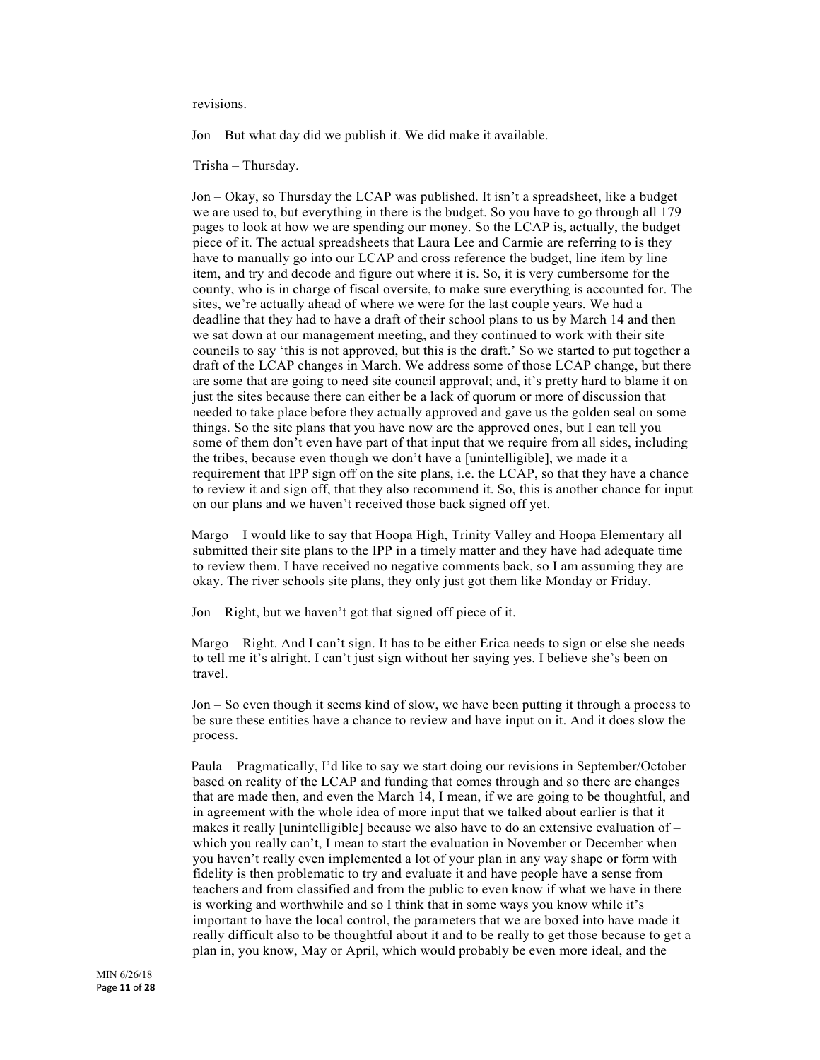revisions.

Jon – But what day did we publish it. We did make it available.

Trisha – Thursday.

Jon – Okay, so Thursday the LCAP was published. It isn't a spreadsheet, like a budget we are used to, but everything in there is the budget. So you have to go through all 179 pages to look at how we are spending our money. So the LCAP is, actually, the budget piece of it. The actual spreadsheets that Laura Lee and Carmie are referring to is they have to manually go into our LCAP and cross reference the budget, line item by line item, and try and decode and figure out where it is. So, it is very cumbersome for the county, who is in charge of fiscal oversite, to make sure everything is accounted for. The sites, we're actually ahead of where we were for the last couple years. We had a deadline that they had to have a draft of their school plans to us by March 14 and then we sat down at our management meeting, and they continued to work with their site councils to say 'this is not approved, but this is the draft.' So we started to put together a draft of the LCAP changes in March. We address some of those LCAP change, but there are some that are going to need site council approval; and, it's pretty hard to blame it on just the sites because there can either be a lack of quorum or more of discussion that needed to take place before they actually approved and gave us the golden seal on some things. So the site plans that you have now are the approved ones, but I can tell you some of them don't even have part of that input that we require from all sides, including the tribes, because even though we don't have a [unintelligible], we made it a requirement that IPP sign off on the site plans, i.e. the LCAP, so that they have a chance to review it and sign off, that they also recommend it. So, this is another chance for input on our plans and we haven't received those back signed off yet.

Margo – I would like to say that Hoopa High, Trinity Valley and Hoopa Elementary all submitted their site plans to the IPP in a timely matter and they have had adequate time to review them. I have received no negative comments back, so I am assuming they are okay. The river schools site plans, they only just got them like Monday or Friday.

Jon – Right, but we haven't got that signed off piece of it.

Margo – Right. And I can't sign. It has to be either Erica needs to sign or else she needs to tell me it's alright. I can't just sign without her saying yes. I believe she's been on travel.

Jon – So even though it seems kind of slow, we have been putting it through a process to be sure these entities have a chance to review and have input on it. And it does slow the process.

Paula – Pragmatically, I'd like to say we start doing our revisions in September/October based on reality of the LCAP and funding that comes through and so there are changes that are made then, and even the March 14, I mean, if we are going to be thoughtful, and in agreement with the whole idea of more input that we talked about earlier is that it makes it really [unintelligible] because we also have to do an extensive evaluation of – which you really can't, I mean to start the evaluation in November or December when you haven't really even implemented a lot of your plan in any way shape or form with fidelity is then problematic to try and evaluate it and have people have a sense from teachers and from classified and from the public to even know if what we have in there is working and worthwhile and so I think that in some ways you know while it's important to have the local control, the parameters that we are boxed into have made it really difficult also to be thoughtful about it and to be really to get those because to get a plan in, you know, May or April, which would probably be even more ideal, and the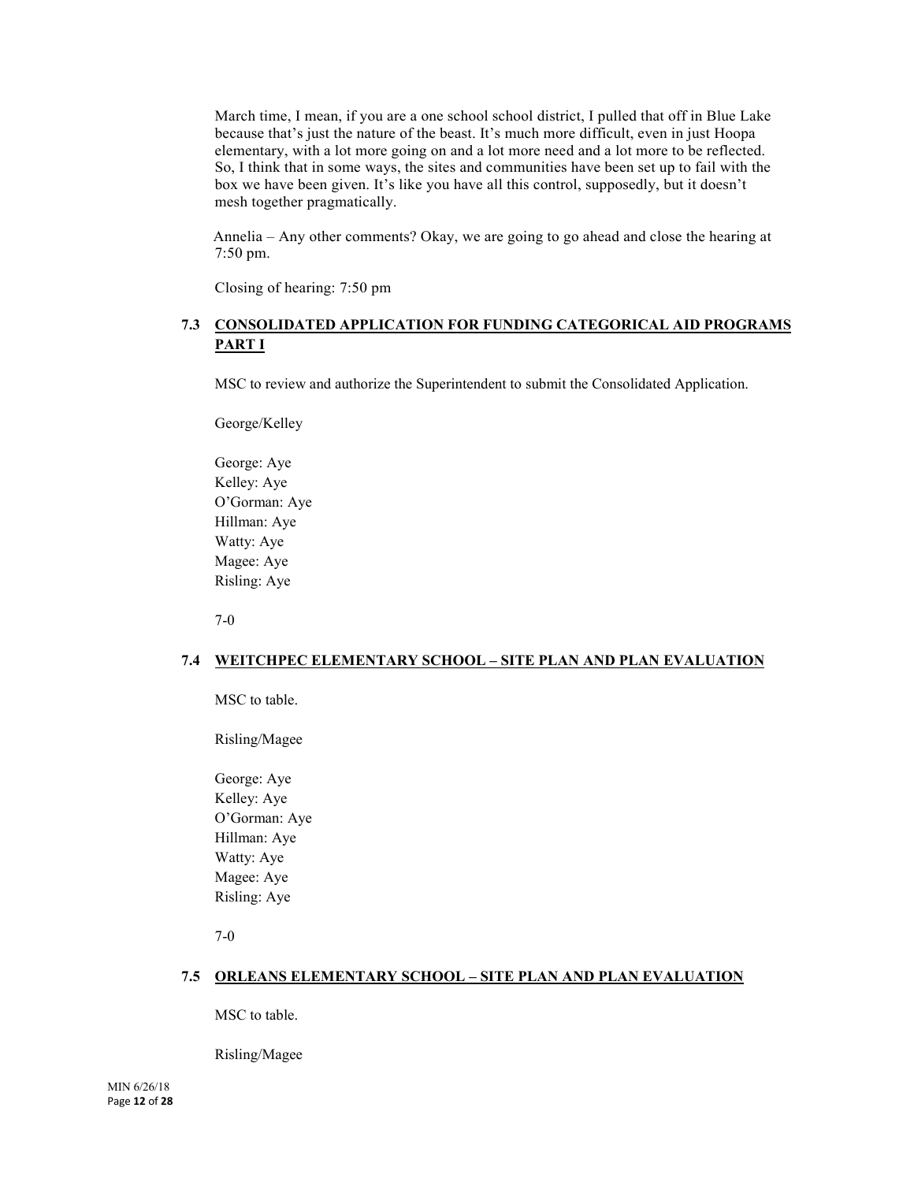March time, I mean, if you are a one school school district, I pulled that off in Blue Lake because that's just the nature of the beast. It's much more difficult, even in just Hoopa elementary, with a lot more going on and a lot more need and a lot more to be reflected. So, I think that in some ways, the sites and communities have been set up to fail with the box we have been given. It's like you have all this control, supposedly, but it doesn't mesh together pragmatically.

Annelia – Any other comments? Okay, we are going to go ahead and close the hearing at 7:50 pm.

Closing of hearing: 7:50 pm

### 7.3 CONSOLIDATED APPLICATION FOR FUNDING CATEGORICAL AID PROGRAMS PART I

MSC to review and authorize the Superintendent to submit the Consolidated Application.

George/Kelley

George: Aye
Kelley: Aye
O'Gorman: Aye
Hillman: Aye
Watty: Aye
Magee: Aye
Risling: Aye

7-0

### 7.4 WEITCHPEC ELEMENTARY SCHOOL – SITE PLAN AND PLAN EVALUATION

MSC to table.

Risling/Magee

George: Aye
Kelley: Aye
O'Gorman: Aye
Hillman: Aye
Watty: Aye
Magee: Aye
Risling: Aye

7-0

### 7.5 ORLEANS ELEMENTARY SCHOOL – SITE PLAN AND PLAN EVALUATION

MSC to table.

Risling/Magee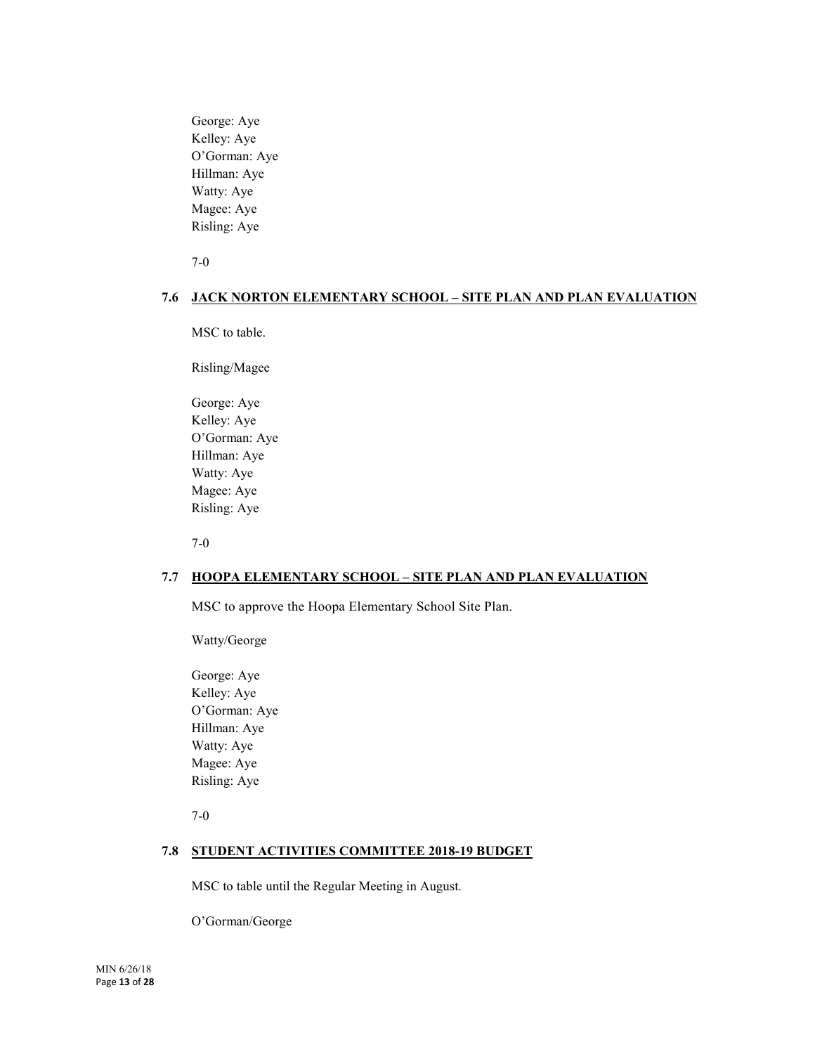George: Aye
Kelley: Aye
O'Gorman: Aye
Hillman: Aye
Watty: Aye
Magee: Aye
Risling: Aye

7-0

### 7.6 JACK NORTON ELEMENTARY SCHOOL – SITE PLAN AND PLAN EVALUATION

MSC to table.

Risling/Magee

George: Aye
Kelley: Aye
O'Gorman: Aye
Hillman: Aye
Watty: Aye
Magee: Aye
Risling: Aye

7-0

### 7.7 HOOPA ELEMENTARY SCHOOL – SITE PLAN AND PLAN EVALUATION

MSC to approve the Hoopa Elementary School Site Plan.

Watty/George

George: Aye
Kelley: Aye
O'Gorman: Aye
Hillman: Aye
Watty: Aye
Magee: Aye
Risling: Aye

7-0

### 7.8 STUDENT ACTIVITIES COMMITTEE 2018-19 BUDGET

MSC to table until the Regular Meeting in August.

O'Gorman/George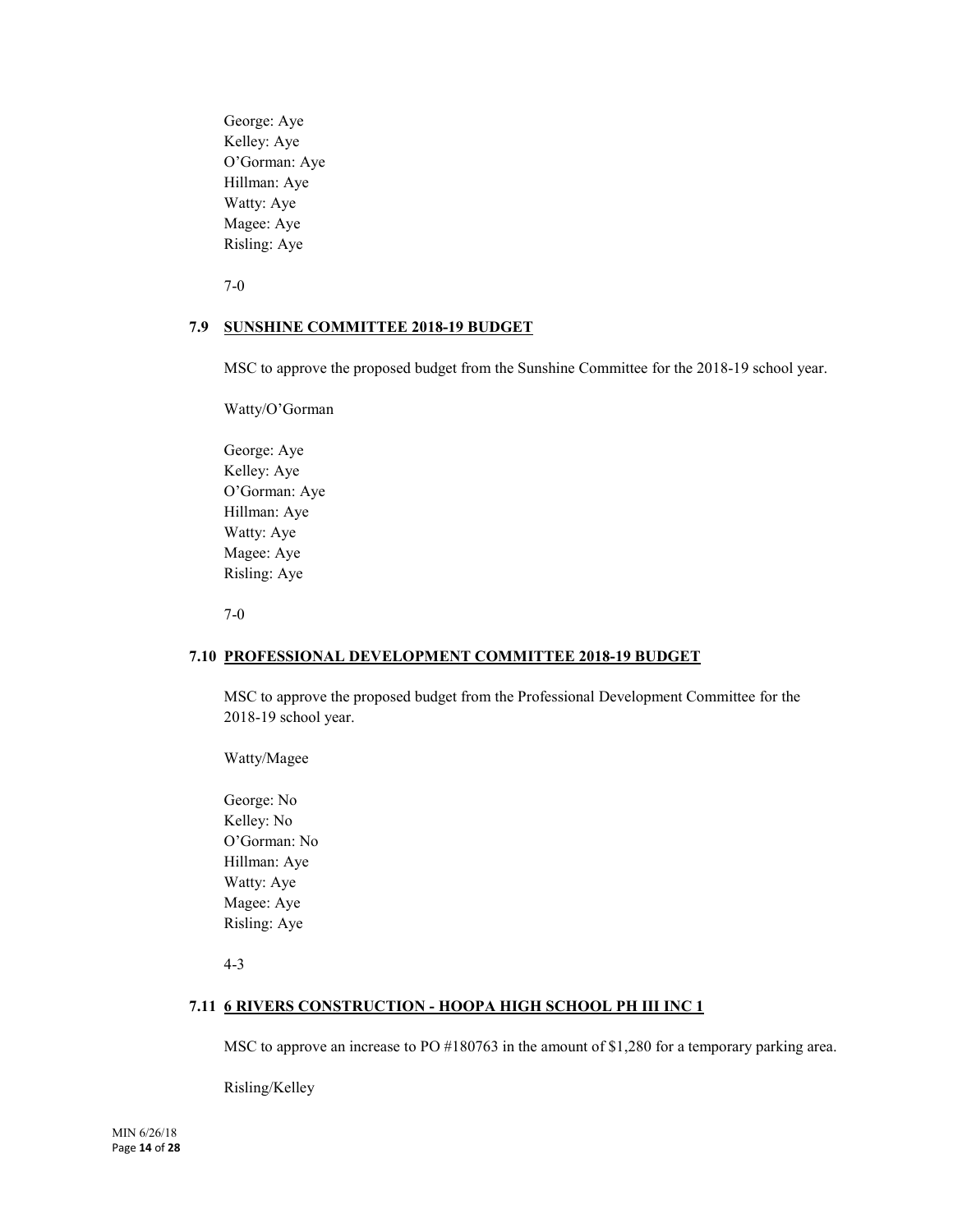George: Aye
Kelley: Aye
O'Gorman: Aye
Hillman: Aye
Watty: Aye
Magee: Aye
Risling: Aye

7-0

### 7.9 SUNSHINE COMMITTEE 2018-19 BUDGET

MSC to approve the proposed budget from the Sunshine Committee for the 2018-19 school year.

Watty/O'Gorman

George: Aye
Kelley: Aye
O'Gorman: Aye
Hillman: Aye
Watty: Aye
Magee: Aye
Risling: Aye

7-0

### 7.10 PROFESSIONAL DEVELOPMENT COMMITTEE 2018-19 BUDGET

MSC to approve the proposed budget from the Professional Development Committee for the 2018-19 school year.

Watty/Magee

George: No
Kelley: No
O'Gorman: No
Hillman: Aye
Watty: Aye
Magee: Aye
Risling: Aye

4-3

### 7.11 6 RIVERS CONSTRUCTION - HOOPA HIGH SCHOOL PH III INC 1

MSC to approve an increase to PO #180763 in the amount of $1,280 for a temporary parking area.

Risling/Kelley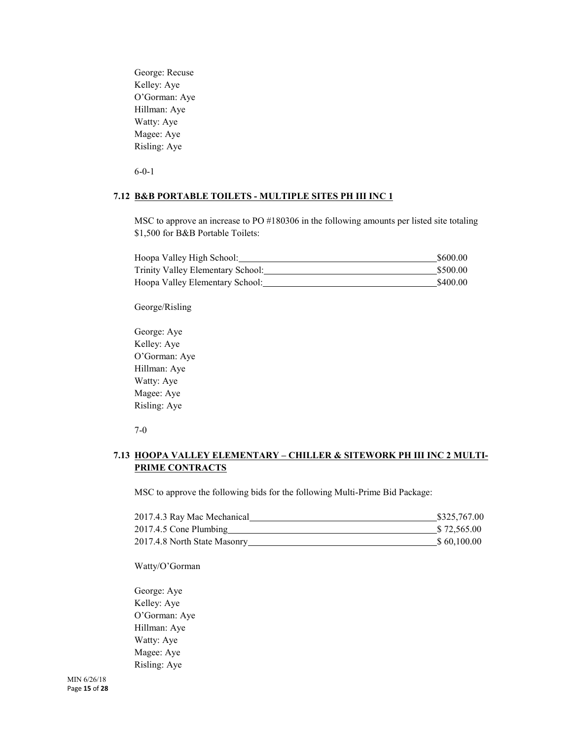George: Recuse
Kelley: Aye
O'Gorman: Aye
Hillman: Aye
Watty: Aye
Magee: Aye
Risling: Aye

6-0-1

### 7.12 **B&B PORTABLE TOILETS - MULTIPLE SITES PH III INC 1**

MSC to approve an increase to PO #180306 in the following amounts per listed site totaling $1,500 for B&B Portable Toilets:

| Site | Amount |
| --- | --- |
| Hoopa Valley High School: | $600.00 |
| Trinity Valley Elementary School: | $500.00 |
| Hoopa Valley Elementary School: | $400.00 |

George/Risling

George: Aye
Kelley: Aye
O'Gorman: Aye
Hillman: Aye
Watty: Aye
Magee: Aye
Risling: Aye

7-0

### 7.13 **HOOPA VALLEY ELEMENTARY – CHILLER & SITEWORK PH III INC 2 MULTI-PRIME CONTRACTS**

MSC to approve the following bids for the following Multi-Prime Bid Package:

| Bid | Amount |
| --- | --- |
| 2017.4.3 Ray Mac Mechanical | $325,767.00 |
| 2017.4.5 Cone Plumbing | $ 72,565.00 |
| 2017.4.8 North State Masonry | $ 60,100.00 |

Watty/O'Gorman

George: Aye
Kelley: Aye
O'Gorman: Aye
Hillman: Aye
Watty: Aye
Magee: Aye
Risling: Aye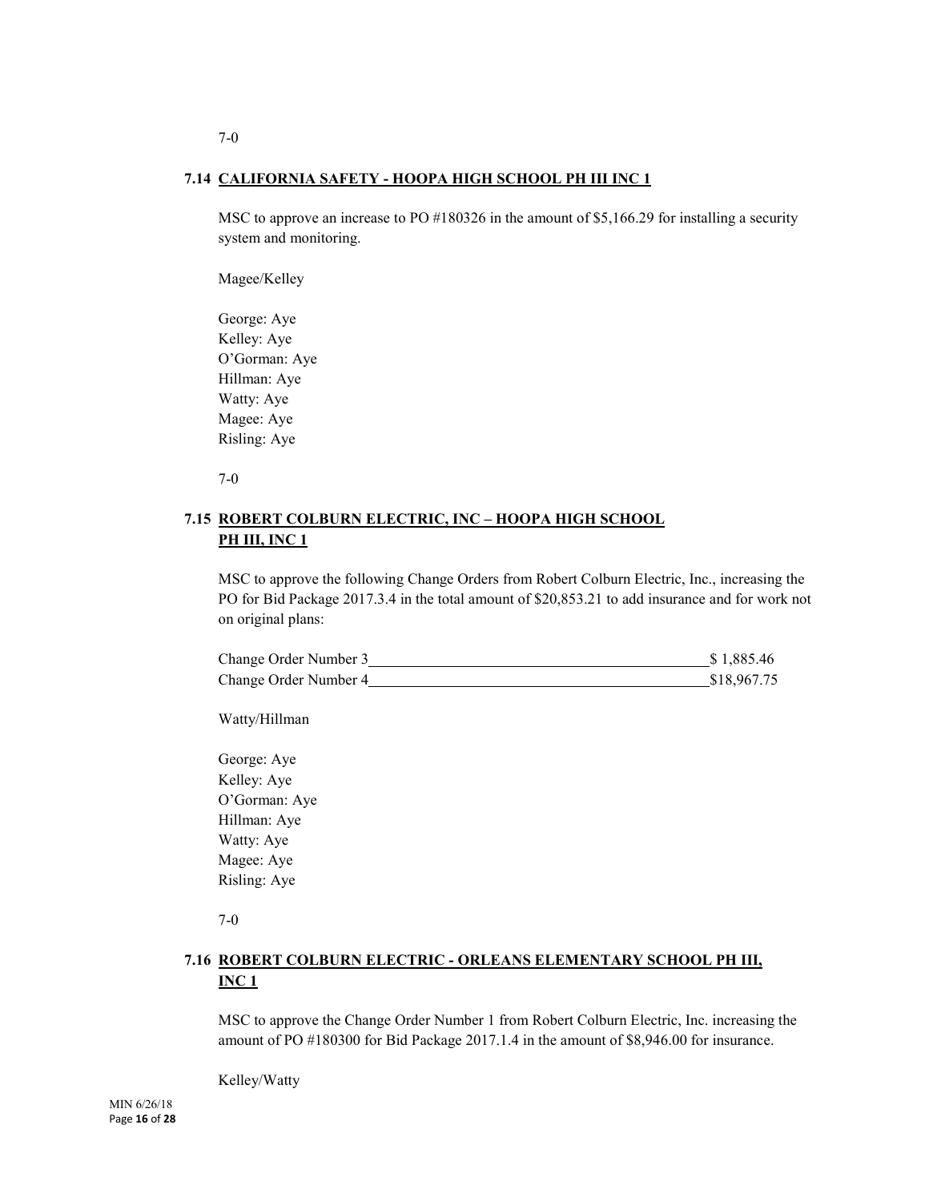7-0

### 7.14 CALIFORNIA SAFETY - HOOPA HIGH SCHOOL PH III INC 1

MSC to approve an increase to PO #180326 in the amount of $5,166.29 for installing a security system and monitoring.

Magee/Kelley

George: Aye
Kelley: Aye
O'Gorman: Aye
Hillman: Aye
Watty: Aye
Magee: Aye
Risling: Aye

7-0

### 7.15 ROBERT COLBURN ELECTRIC, INC – HOOPA HIGH SCHOOL PH III, INC 1

MSC to approve the following Change Orders from Robert Colburn Electric, Inc., increasing the PO for Bid Package 2017.3.4 in the total amount of $20,853.21 to add insurance and for work not on original plans:

| | |
|---|---|
| Change Order Number 3 | $ 1,885.46 |
| Change Order Number 4 | $18,967.75 |

Watty/Hillman

George: Aye
Kelley: Aye
O'Gorman: Aye
Hillman: Aye
Watty: Aye
Magee: Aye
Risling: Aye

7-0

### 7.16 ROBERT COLBURN ELECTRIC - ORLEANS ELEMENTARY SCHOOL PH III, INC 1

MSC to approve the Change Order Number 1 from Robert Colburn Electric, Inc. increasing the amount of PO #180300 for Bid Package 2017.1.4 in the amount of $8,946.00 for insurance.

Kelley/Watty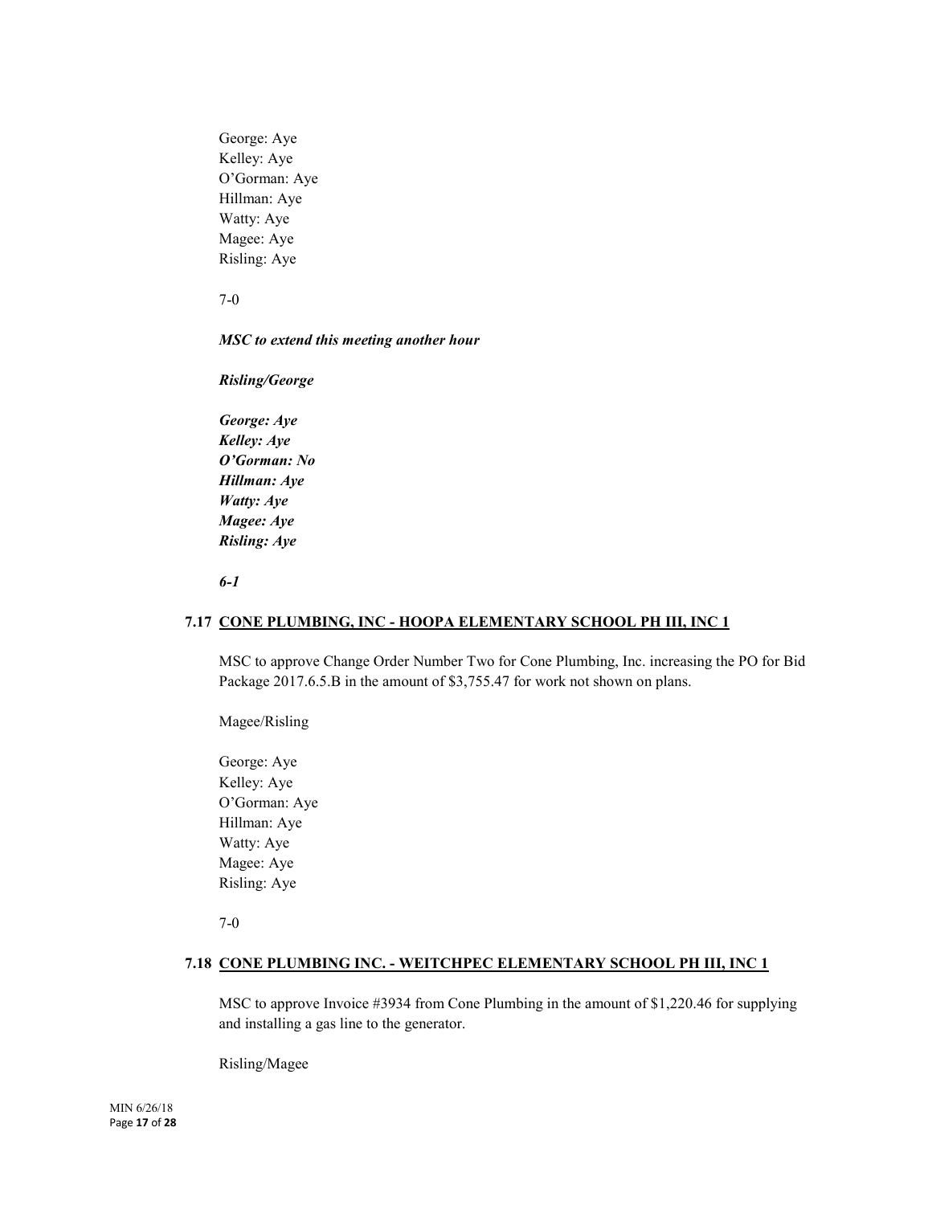George: Aye
Kelley: Aye
O'Gorman: Aye
Hillman: Aye
Watty: Aye
Magee: Aye
Risling: Aye

7-0

***MSC to extend this meeting another hour***

***Risling/George***

***George: Aye***
***Kelley: Aye***
***O'Gorman: No***
***Hillman: Aye***
***Watty: Aye***
***Magee: Aye***
***Risling: Aye***

***6-1***

### 7.17 CONE PLUMBING, INC - HOOPA ELEMENTARY SCHOOL PH III, INC 1

MSC to approve Change Order Number Two for Cone Plumbing, Inc. increasing the PO for Bid Package 2017.6.5.B in the amount of $3,755.47 for work not shown on plans.

Magee/Risling

George: Aye
Kelley: Aye
O'Gorman: Aye
Hillman: Aye
Watty: Aye
Magee: Aye
Risling: Aye

7-0

### 7.18 CONE PLUMBING INC. - WEITCHPEC ELEMENTARY SCHOOL PH III, INC 1

MSC to approve Invoice #3934 from Cone Plumbing in the amount of $1,220.46 for supplying and installing a gas line to the generator.

Risling/Magee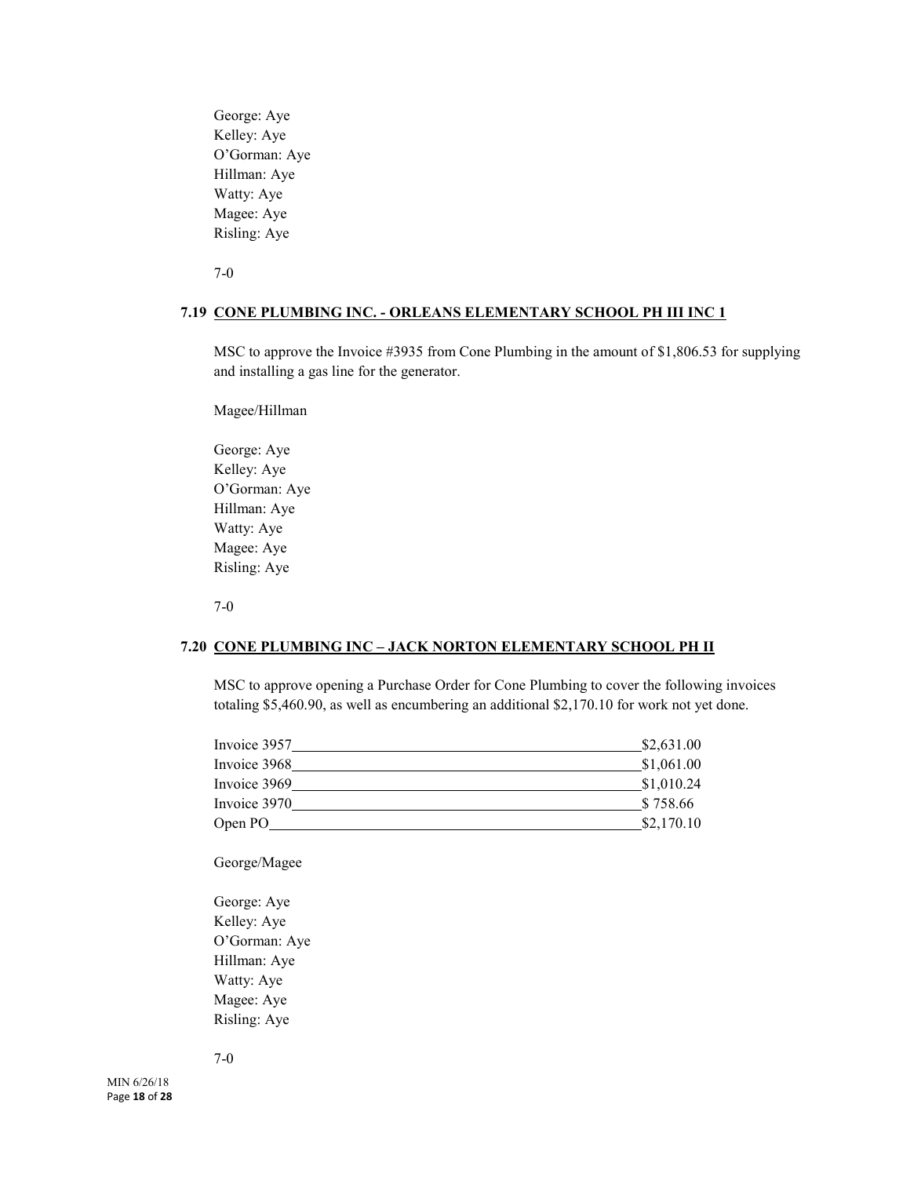George: Aye
Kelley: Aye
O'Gorman: Aye
Hillman: Aye
Watty: Aye
Magee: Aye
Risling: Aye

7-0

### 7.19 CONE PLUMBING INC. - ORLEANS ELEMENTARY SCHOOL PH III INC 1

MSC to approve the Invoice #3935 from Cone Plumbing in the amount of $1,806.53 for supplying and installing a gas line for the generator.

Magee/Hillman

George: Aye
Kelley: Aye
O'Gorman: Aye
Hillman: Aye
Watty: Aye
Magee: Aye
Risling: Aye

7-0

### 7.20 CONE PLUMBING INC – JACK NORTON ELEMENTARY SCHOOL PH II

MSC to approve opening a Purchase Order for Cone Plumbing to cover the following invoices totaling $5,460.90, as well as encumbering an additional $2,170.10 for work not yet done.

| | |
|---|---|
| Invoice 3957 | $2,631.00 |
| Invoice 3968 | $1,061.00 |
| Invoice 3969 | $1,010.24 |
| Invoice 3970 | $ 758.66 |
| Open PO | $2,170.10 |

George/Magee

George: Aye
Kelley: Aye
O'Gorman: Aye
Hillman: Aye
Watty: Aye
Magee: Aye
Risling: Aye

7-0

MIN 6/26/18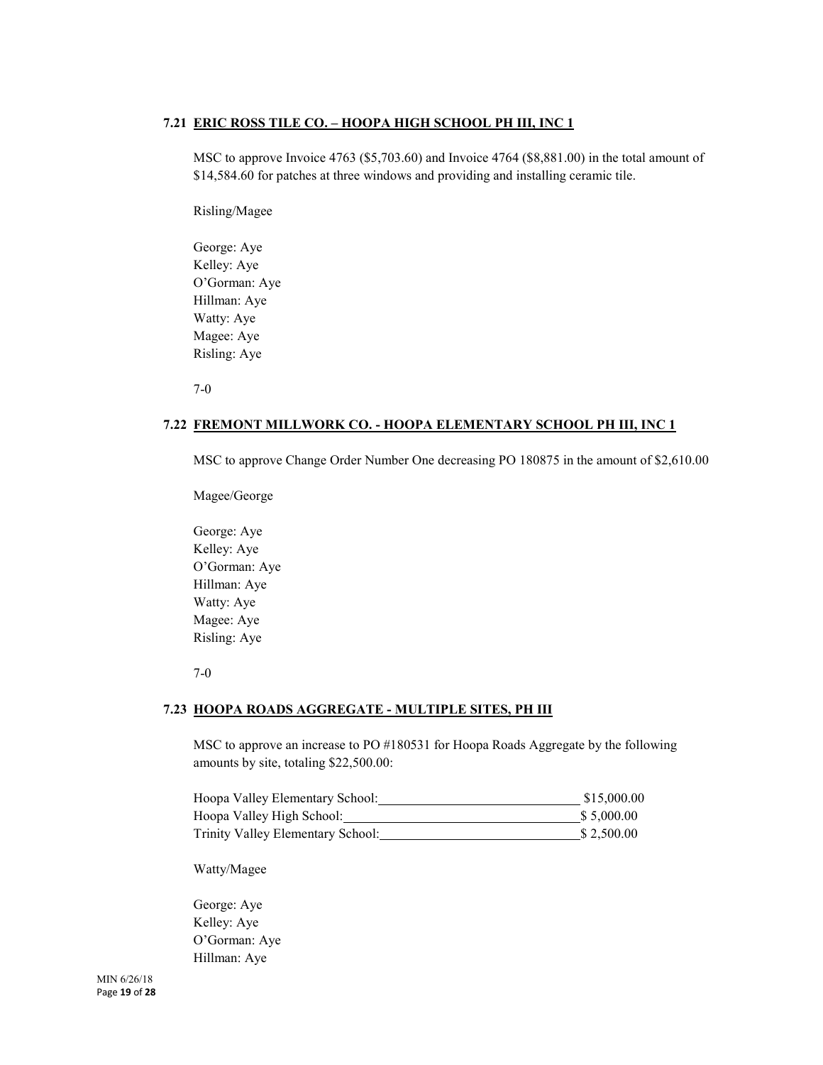### 7.21 ERIC ROSS TILE CO. – HOOPA HIGH SCHOOL PH III, INC 1

MSC to approve Invoice 4763 ($5,703.60) and Invoice 4764 ($8,881.00) in the total amount of $14,584.60 for patches at three windows and providing and installing ceramic tile.

Risling/Magee

George: Aye
Kelley: Aye
O'Gorman: Aye
Hillman: Aye
Watty: Aye
Magee: Aye
Risling: Aye

7-0

### 7.22 FREMONT MILLWORK CO. - HOOPA ELEMENTARY SCHOOL PH III, INC 1

MSC to approve Change Order Number One decreasing PO 180875 in the amount of $2,610.00

Magee/George

George: Aye
Kelley: Aye
O'Gorman: Aye
Hillman: Aye
Watty: Aye
Magee: Aye
Risling: Aye

7-0

### 7.23 HOOPA ROADS AGGREGATE - MULTIPLE SITES, PH III

MSC to approve an increase to PO #180531 for Hoopa Roads Aggregate by the following amounts by site, totaling $22,500.00:

| | |
|---|---|
| Hoopa Valley Elementary School: | $15,000.00 |
| Hoopa Valley High School: | $ 5,000.00 |
| Trinity Valley Elementary School: | $ 2,500.00 |

Watty/Magee

George: Aye
Kelley: Aye
O'Gorman: Aye
Hillman: Aye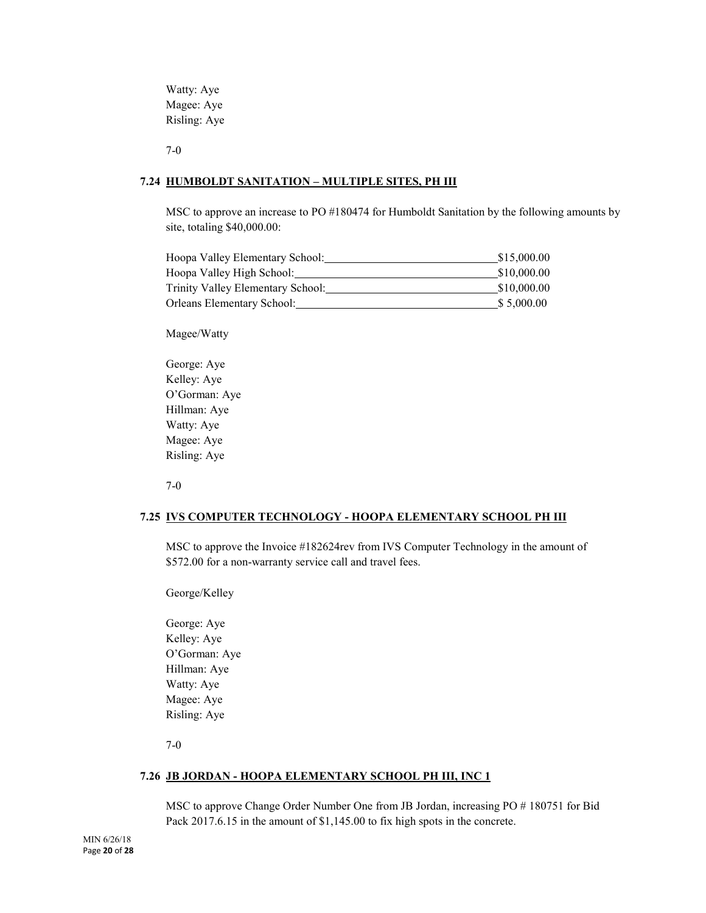Watty: Aye
Magee: Aye
Risling: Aye

7-0

### 7.24 HUMBOLDT SANITATION – MULTIPLE SITES, PH III

MSC to approve an increase to PO #180474 for Humboldt Sanitation by the following amounts by site, totaling $40,000.00:

| | |
|---|---|
| Hoopa Valley Elementary School: | $15,000.00 |
| Hoopa Valley High School: | $10,000.00 |
| Trinity Valley Elementary School: | $10,000.00 |
| Orleans Elementary School: | $ 5,000.00 |

Magee/Watty

George: Aye
Kelley: Aye
O'Gorman: Aye
Hillman: Aye
Watty: Aye
Magee: Aye
Risling: Aye

7-0

### 7.25 IVS COMPUTER TECHNOLOGY - HOOPA ELEMENTARY SCHOOL PH III

MSC to approve the Invoice #182624rev from IVS Computer Technology in the amount of $572.00 for a non-warranty service call and travel fees.

George/Kelley

George: Aye
Kelley: Aye
O'Gorman: Aye
Hillman: Aye
Watty: Aye
Magee: Aye
Risling: Aye

7-0

### 7.26 JB JORDAN - HOOPA ELEMENTARY SCHOOL PH III, INC 1

MSC to approve Change Order Number One from JB Jordan, increasing PO # 180751 for Bid Pack 2017.6.15 in the amount of $1,145.00 to fix high spots in the concrete.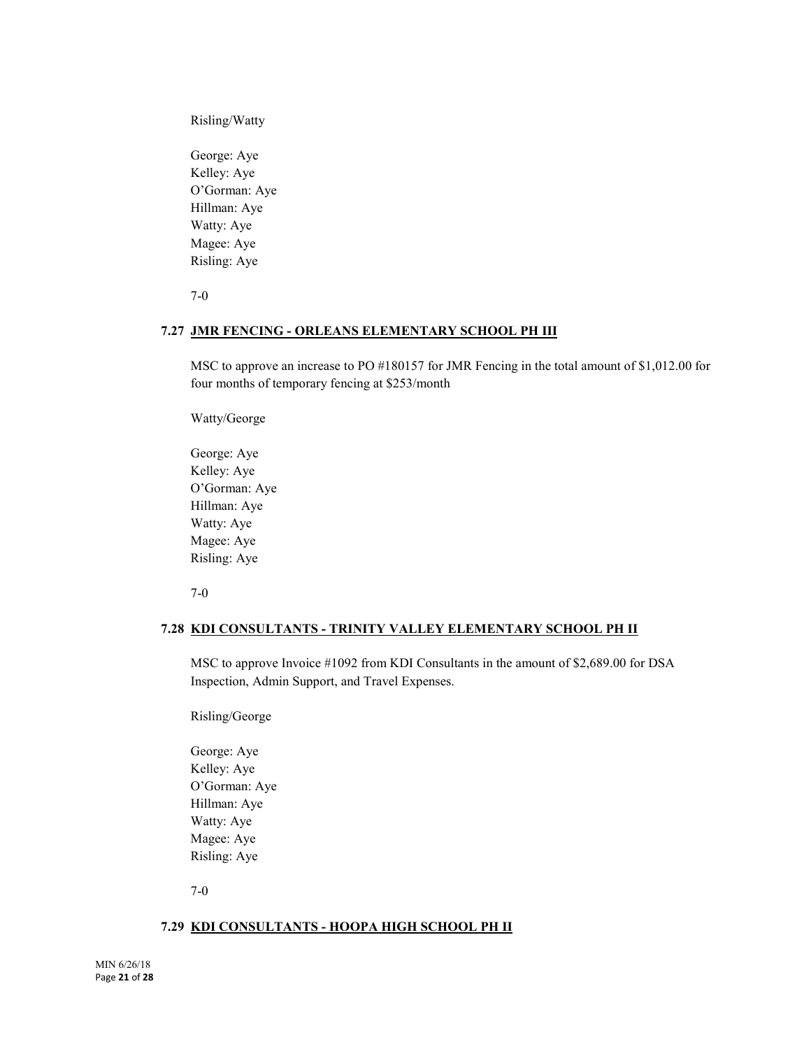Risling/Watty

George: Aye
Kelley: Aye
O'Gorman: Aye
Hillman: Aye
Watty: Aye
Magee: Aye
Risling: Aye

7-0

### 7.27 JMR FENCING - ORLEANS ELEMENTARY SCHOOL PH III

MSC to approve an increase to PO #180157 for JMR Fencing in the total amount of $1,012.00 for four months of temporary fencing at $253/month

Watty/George

George: Aye
Kelley: Aye
O'Gorman: Aye
Hillman: Aye
Watty: Aye
Magee: Aye
Risling: Aye

7-0

### 7.28 KDI CONSULTANTS - TRINITY VALLEY ELEMENTARY SCHOOL PH II

MSC to approve Invoice #1092 from KDI Consultants in the amount of $2,689.00 for DSA Inspection, Admin Support, and Travel Expenses.

Risling/George

George: Aye
Kelley: Aye
O'Gorman: Aye
Hillman: Aye
Watty: Aye
Magee: Aye
Risling: Aye

7-0

### 7.29 KDI CONSULTANTS - HOOPA HIGH SCHOOL PH II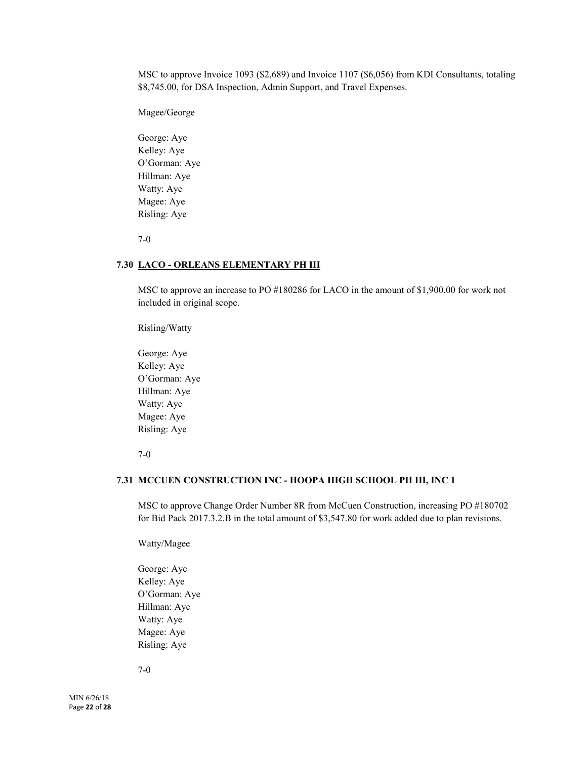MSC to approve Invoice 1093 ($2,689) and Invoice 1107 ($6,056) from KDI Consultants, totaling $8,745.00, for DSA Inspection, Admin Support, and Travel Expenses.

Magee/George

George: Aye
Kelley: Aye
O'Gorman: Aye
Hillman: Aye
Watty: Aye
Magee: Aye
Risling: Aye

7-0

### 7.30 LACO - ORLEANS ELEMENTARY PH III

MSC to approve an increase to PO #180286 for LACO in the amount of $1,900.00 for work not included in original scope.

Risling/Watty

George: Aye
Kelley: Aye
O'Gorman: Aye
Hillman: Aye
Watty: Aye
Magee: Aye
Risling: Aye

7-0

### 7.31 MCCUEN CONSTRUCTION INC - HOOPA HIGH SCHOOL PH III, INC 1

MSC to approve Change Order Number 8R from McCuen Construction, increasing PO #180702 for Bid Pack 2017.3.2.B in the total amount of $3,547.80 for work added due to plan revisions.

Watty/Magee

George: Aye
Kelley: Aye
O'Gorman: Aye
Hillman: Aye
Watty: Aye
Magee: Aye
Risling: Aye

7-0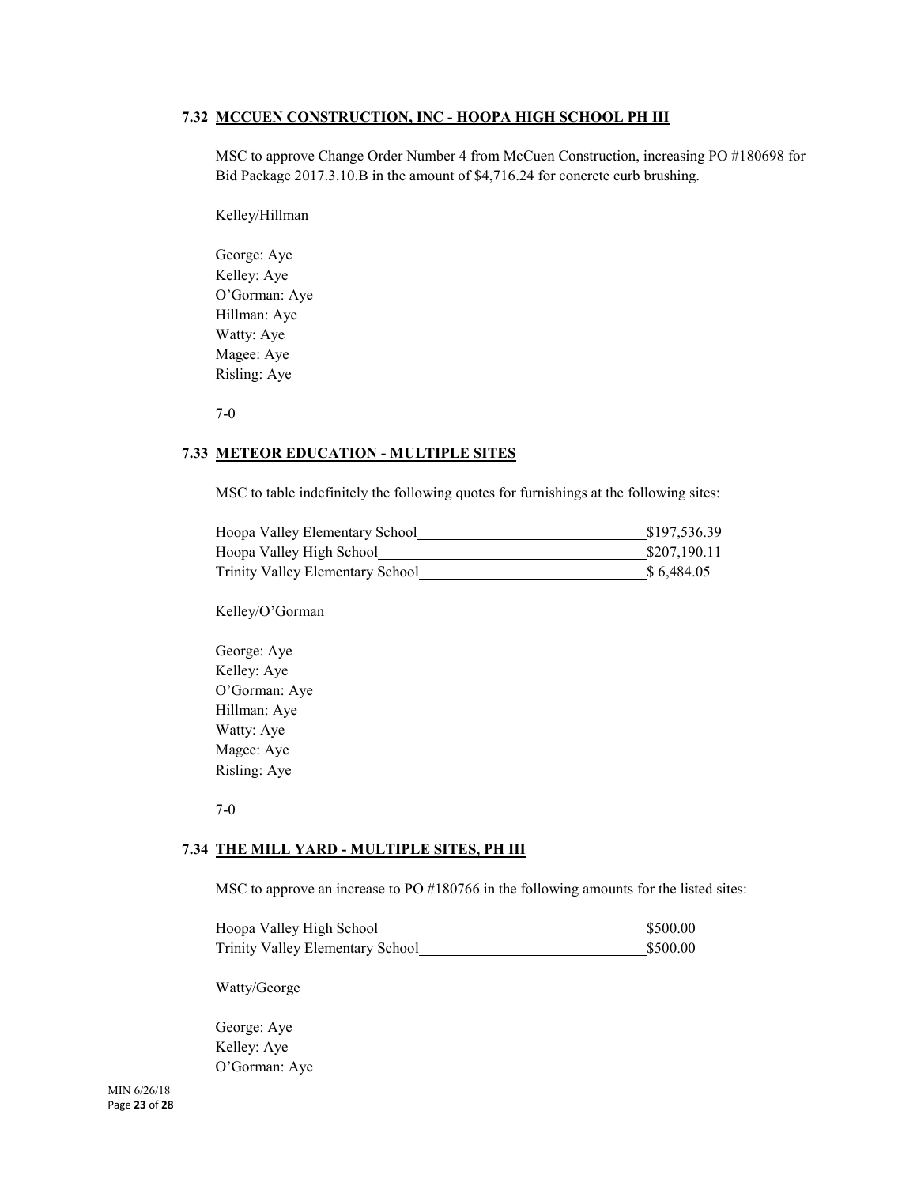### 7.32 MCCUEN CONSTRUCTION, INC - HOOPA HIGH SCHOOL PH III

MSC to approve Change Order Number 4 from McCuen Construction, increasing PO #180698 for Bid Package 2017.3.10.B in the amount of $4,716.24 for concrete curb brushing.

Kelley/Hillman

George: Aye
Kelley: Aye
O'Gorman: Aye
Hillman: Aye
Watty: Aye
Magee: Aye
Risling: Aye

7-0

### 7.33 METEOR EDUCATION - MULTIPLE SITES

MSC to table indefinitely the following quotes for furnishings at the following sites:

| | |
|---|---|
| Hoopa Valley Elementary School | $197,536.39 |
| Hoopa Valley High School | $207,190.11 |
| Trinity Valley Elementary School | $ 6,484.05 |

Kelley/O'Gorman

George: Aye
Kelley: Aye
O'Gorman: Aye
Hillman: Aye
Watty: Aye
Magee: Aye
Risling: Aye

7-0

### 7.34 THE MILL YARD - MULTIPLE SITES, PH III

MSC to approve an increase to PO #180766 in the following amounts for the listed sites:

| | |
|---|---|
| Hoopa Valley High School | $500.00 |
| Trinity Valley Elementary School | $500.00 |

Watty/George

George: Aye
Kelley: Aye
O'Gorman: Aye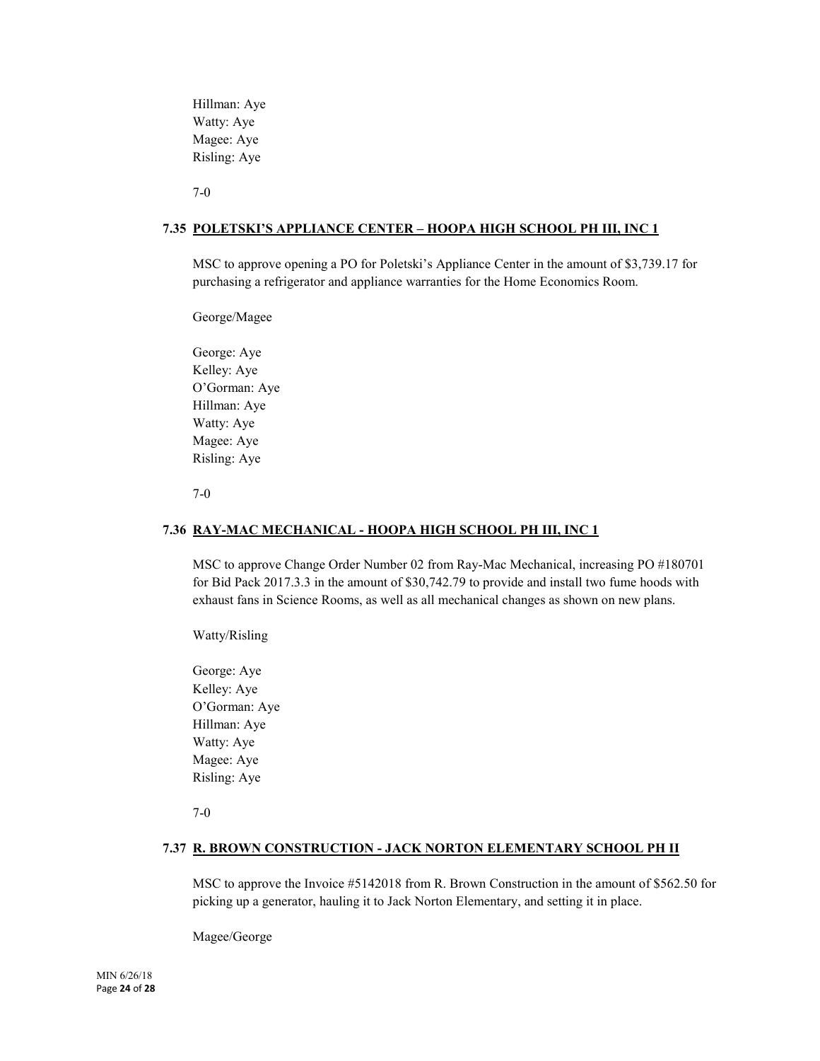Hillman: Aye
Watty: Aye
Magee: Aye
Risling: Aye

7-0

### 7.35 POLETSKI'S APPLIANCE CENTER – HOOPA HIGH SCHOOL PH III, INC 1

MSC to approve opening a PO for Poletski's Appliance Center in the amount of $3,739.17 for purchasing a refrigerator and appliance warranties for the Home Economics Room.

George/Magee

George: Aye
Kelley: Aye
O'Gorman: Aye
Hillman: Aye
Watty: Aye
Magee: Aye
Risling: Aye

7-0

### 7.36 RAY-MAC MECHANICAL - HOOPA HIGH SCHOOL PH III, INC 1

MSC to approve Change Order Number 02 from Ray-Mac Mechanical, increasing PO #180701 for Bid Pack 2017.3.3 in the amount of $30,742.79 to provide and install two fume hoods with exhaust fans in Science Rooms, as well as all mechanical changes as shown on new plans.

Watty/Risling

George: Aye
Kelley: Aye
O'Gorman: Aye
Hillman: Aye
Watty: Aye
Magee: Aye
Risling: Aye

7-0

### 7.37 R. BROWN CONSTRUCTION - JACK NORTON ELEMENTARY SCHOOL PH II

MSC to approve the Invoice #5142018 from R. Brown Construction in the amount of $562.50 for picking up a generator, hauling it to Jack Norton Elementary, and setting it in place.

Magee/George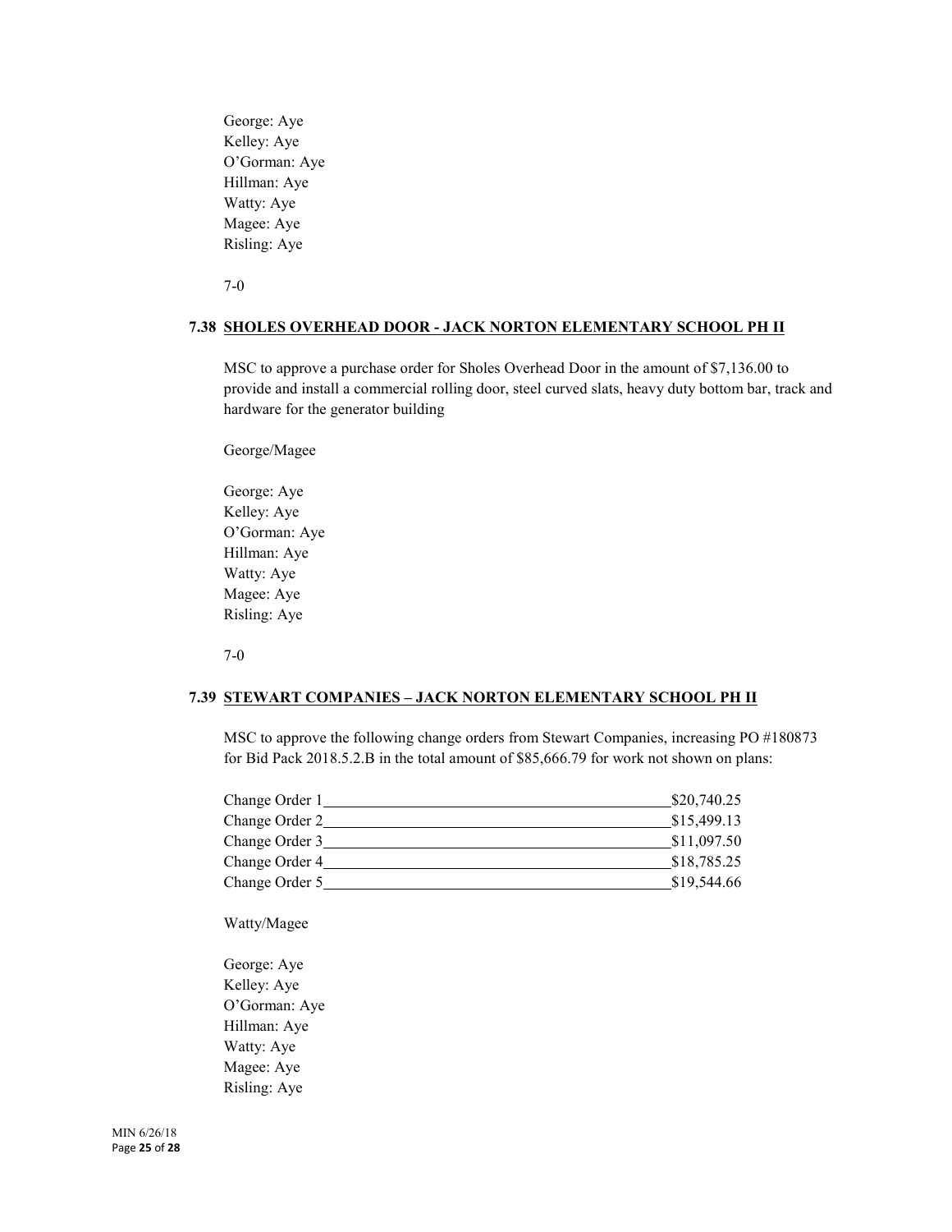George: Aye
Kelley: Aye
O'Gorman: Aye
Hillman: Aye
Watty: Aye
Magee: Aye
Risling: Aye

7-0

### 7.38 SHOLES OVERHEAD DOOR - JACK NORTON ELEMENTARY SCHOOL PH II

MSC to approve a purchase order for Sholes Overhead Door in the amount of $7,136.00 to provide and install a commercial rolling door, steel curved slats, heavy duty bottom bar, track and hardware for the generator building

George/Magee

George: Aye
Kelley: Aye
O'Gorman: Aye
Hillman: Aye
Watty: Aye
Magee: Aye
Risling: Aye

7-0

### 7.39 STEWART COMPANIES – JACK NORTON ELEMENTARY SCHOOL PH II

MSC to approve the following change orders from Stewart Companies, increasing PO #180873 for Bid Pack 2018.5.2.B in the total amount of $85,666.79 for work not shown on plans:

| | |
|---|---|
| Change Order 1 | $20,740.25 |
| Change Order 2 | $15,499.13 |
| Change Order 3 | $11,097.50 |
| Change Order 4 | $18,785.25 |
| Change Order 5 | $19,544.66 |

Watty/Magee

George: Aye
Kelley: Aye
O'Gorman: Aye
Hillman: Aye
Watty: Aye
Magee: Aye
Risling: Aye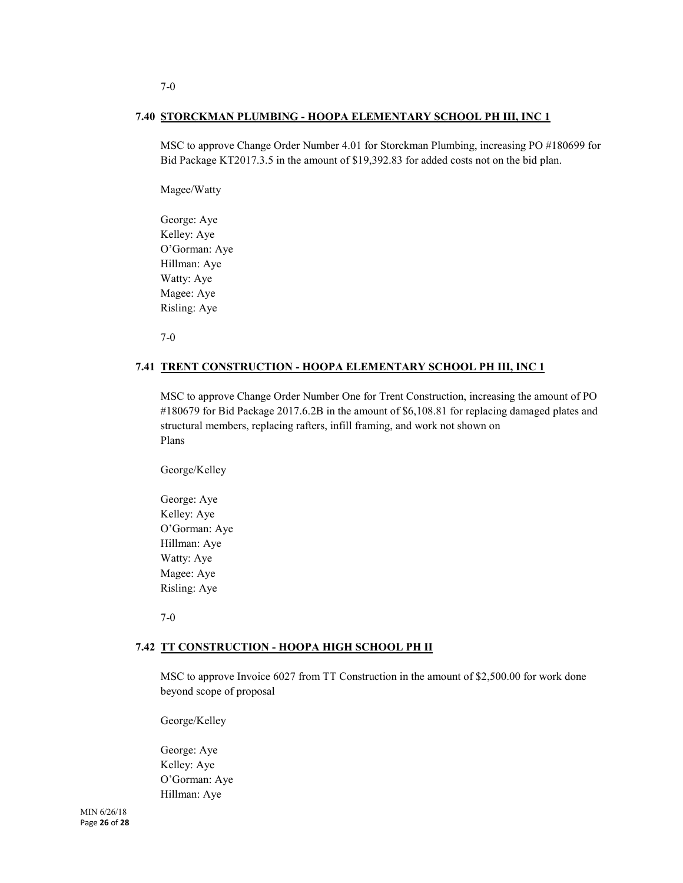7-0

### 7.40 STORCKMAN PLUMBING - HOOPA ELEMENTARY SCHOOL PH III, INC 1

MSC to approve Change Order Number 4.01 for Storckman Plumbing, increasing PO #180699 for Bid Package KT2017.3.5 in the amount of $19,392.83 for added costs not on the bid plan.

Magee/Watty

George: Aye
Kelley: Aye
O'Gorman: Aye
Hillman: Aye
Watty: Aye
Magee: Aye
Risling: Aye

7-0

### 7.41 TRENT CONSTRUCTION - HOOPA ELEMENTARY SCHOOL PH III, INC 1

MSC to approve Change Order Number One for Trent Construction, increasing the amount of PO #180679 for Bid Package 2017.6.2B in the amount of $6,108.81 for replacing damaged plates and structural members, replacing rafters, infill framing, and work not shown on Plans

George/Kelley

George: Aye
Kelley: Aye
O'Gorman: Aye
Hillman: Aye
Watty: Aye
Magee: Aye
Risling: Aye

7-0

### 7.42 TT CONSTRUCTION - HOOPA HIGH SCHOOL PH II

MSC to approve Invoice 6027 from TT Construction in the amount of $2,500.00 for work done beyond scope of proposal

George/Kelley

George: Aye
Kelley: Aye
O'Gorman: Aye
Hillman: Aye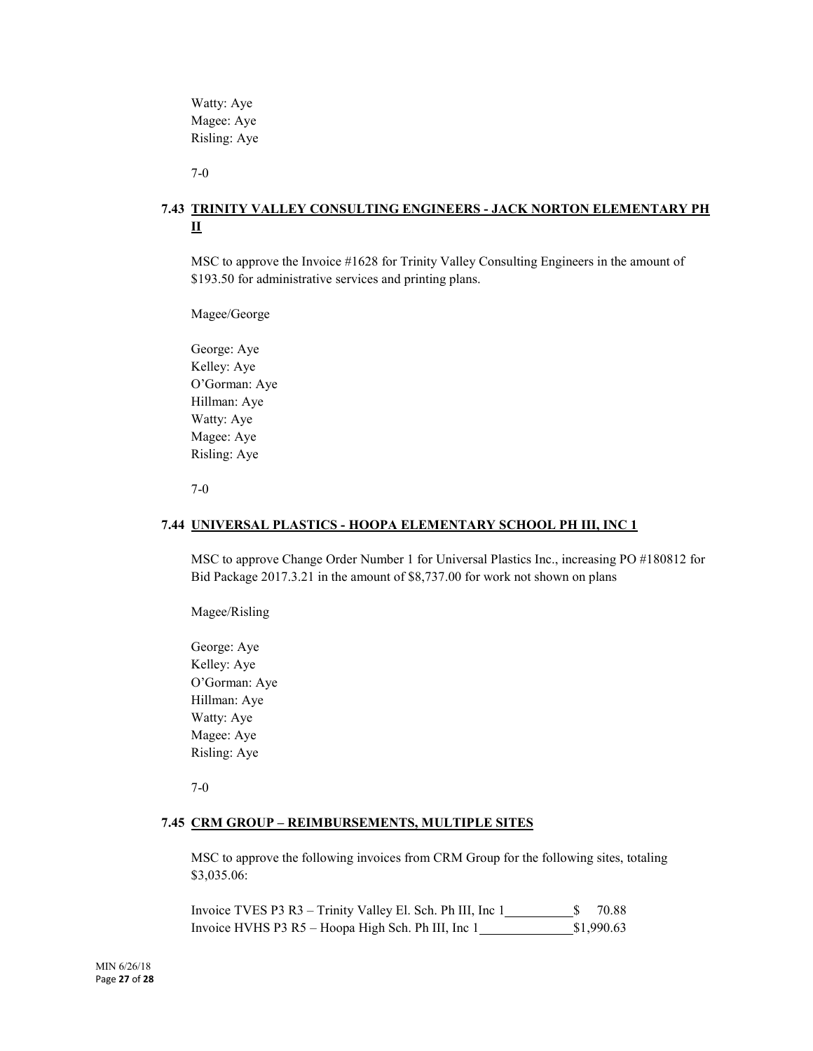Watty: Aye
Magee: Aye
Risling: Aye

7-0

### 7.43 TRINITY VALLEY CONSULTING ENGINEERS - JACK NORTON ELEMENTARY PH II

MSC to approve the Invoice #1628 for Trinity Valley Consulting Engineers in the amount of $193.50 for administrative services and printing plans.

Magee/George

George: Aye
Kelley: Aye
O'Gorman: Aye
Hillman: Aye
Watty: Aye
Magee: Aye
Risling: Aye

7-0

### 7.44 UNIVERSAL PLASTICS - HOOPA ELEMENTARY SCHOOL PH III, INC 1

MSC to approve Change Order Number 1 for Universal Plastics Inc., increasing PO #180812 for Bid Package 2017.3.21 in the amount of $8,737.00 for work not shown on plans

Magee/Risling

George: Aye
Kelley: Aye
O'Gorman: Aye
Hillman: Aye
Watty: Aye
Magee: Aye
Risling: Aye

7-0

### 7.45 CRM GROUP – REIMBURSEMENTS, MULTIPLE SITES

MSC to approve the following invoices from CRM Group for the following sites, totaling $3,035.06:

Invoice TVES P3 R3 – Trinity Valley El. Sch. Ph III, Inc 1 __________ $ 70.88
Invoice HVHS P3 R5 – Hoopa High Sch. Ph III, Inc 1 ______________ $1,990.63

MIN 6/26/18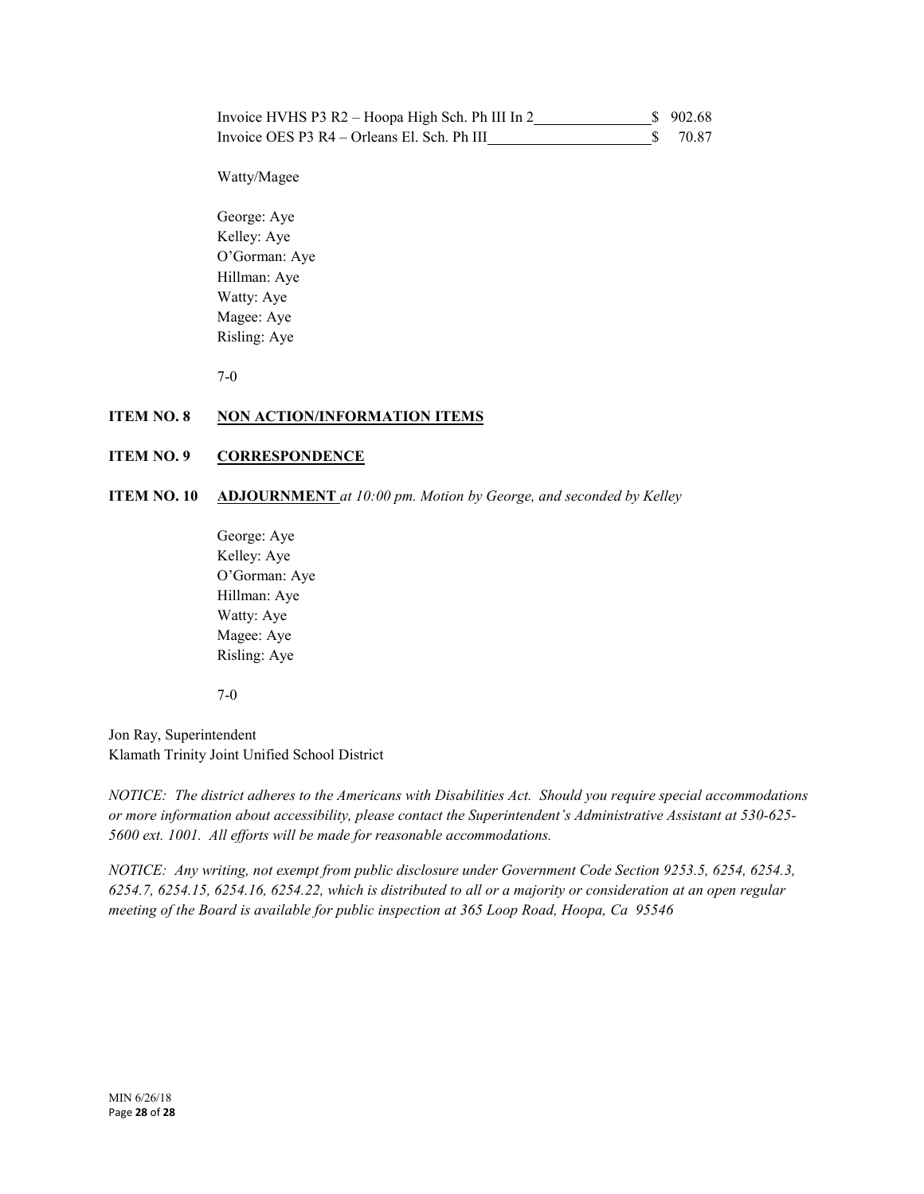Invoice HVHS P3 R2 – Hoopa High Sch. Ph III In 2 \$ 902.68
Invoice OES P3 R4 – Orleans El. Sch. Ph III \$ 70.87

Watty/Magee

George: Aye
Kelley: Aye
O'Gorman: Aye
Hillman: Aye
Watty: Aye
Magee: Aye
Risling: Aye

7-0

**ITEM NO. 8 NON ACTION/INFORMATION ITEMS**

**ITEM NO. 9 CORRESPONDENCE**

**ITEM NO. 10 ADJOURNMENT** *at 10:00 pm. Motion by George, and seconded by Kelley*

George: Aye
Kelley: Aye
O'Gorman: Aye
Hillman: Aye
Watty: Aye
Magee: Aye
Risling: Aye

7-0

Jon Ray, Superintendent
Klamath Trinity Joint Unified School District

*NOTICE: The district adheres to the Americans with Disabilities Act. Should you require special accommodations or more information about accessibility, please contact the Superintendent's Administrative Assistant at 530-625-5600 ext. 1001. All efforts will be made for reasonable accommodations.*

*NOTICE: Any writing, not exempt from public disclosure under Government Code Section 9253.5, 6254, 6254.3, 6254.7, 6254.15, 6254.16, 6254.22, which is distributed to all or a majority or consideration at an open regular meeting of the Board is available for public inspection at 365 Loop Road, Hoopa, Ca 95546*